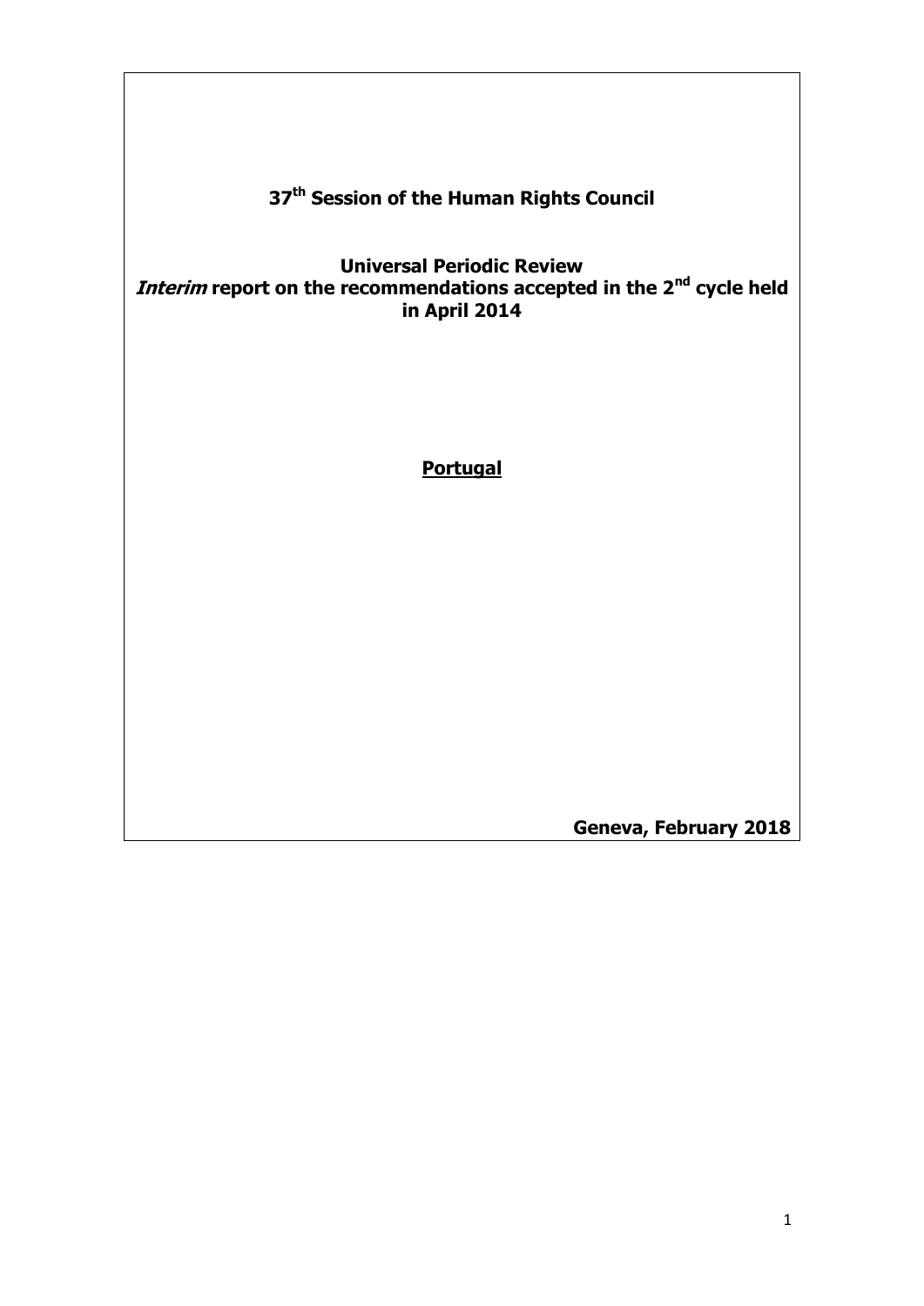**37th Session of the Human Rights Council**

**Universal Periodic Review**
***Interim* report on the recommendations accepted in the 2nd cycle held in April 2014**

**Portugal**

**Geneva, February 2018**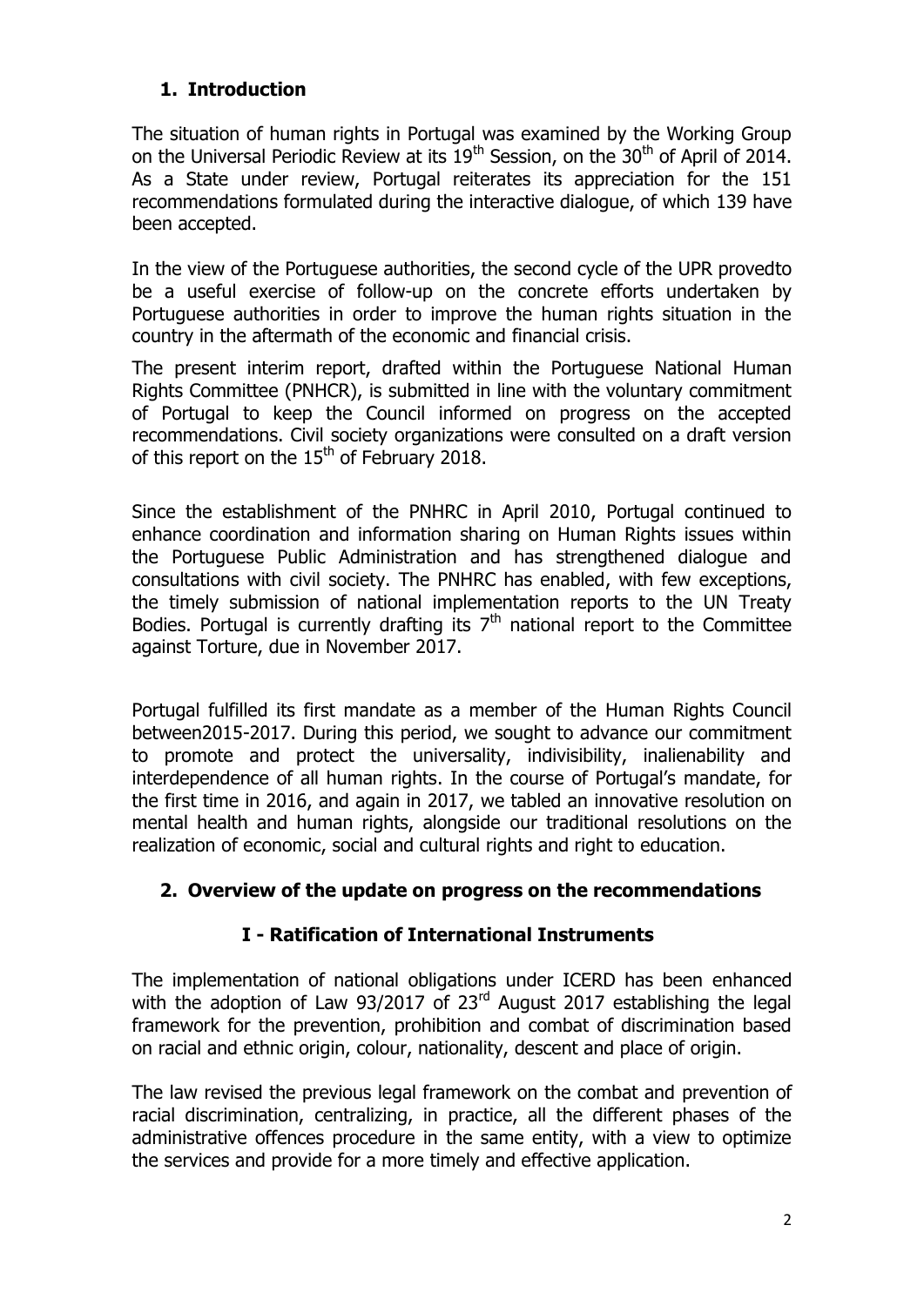## 1. Introduction

The situation of human rights in Portugal was examined by the Working Group on the Universal Periodic Review at its 19th Session, on the 30th of April of 2014. As a State under review, Portugal reiterates its appreciation for the 151 recommendations formulated during the interactive dialogue, of which 139 have been accepted.

In the view of the Portuguese authorities, the second cycle of the UPR provedto be a useful exercise of follow-up on the concrete efforts undertaken by Portuguese authorities in order to improve the human rights situation in the country in the aftermath of the economic and financial crisis.

The present interim report, drafted within the Portuguese National Human Rights Committee (PNHCR), is submitted in line with the voluntary commitment of Portugal to keep the Council informed on progress on the accepted recommendations. Civil society organizations were consulted on a draft version of this report on the 15th of February 2018.

Since the establishment of the PNHRC in April 2010, Portugal continued to enhance coordination and information sharing on Human Rights issues within the Portuguese Public Administration and has strengthened dialogue and consultations with civil society. The PNHRC has enabled, with few exceptions, the timely submission of national implementation reports to the UN Treaty Bodies. Portugal is currently drafting its 7th national report to the Committee against Torture, due in November 2017.

Portugal fulfilled its first mandate as a member of the Human Rights Council between2015-2017. During this period, we sought to advance our commitment to promote and protect the universality, indivisibility, inalienability and interdependence of all human rights. In the course of Portugal's mandate, for the first time in 2016, and again in 2017, we tabled an innovative resolution on mental health and human rights, alongside our traditional resolutions on the realization of economic, social and cultural rights and right to education.

## 2. Overview of the update on progress on the recommendations

### I - Ratification of International Instruments

The implementation of national obligations under ICERD has been enhanced with the adoption of Law 93/2017 of 23rd August 2017 establishing the legal framework for the prevention, prohibition and combat of discrimination based on racial and ethnic origin, colour, nationality, descent and place of origin.

The law revised the previous legal framework on the combat and prevention of racial discrimination, centralizing, in practice, all the different phases of the administrative offences procedure in the same entity, with a view to optimize the services and provide for a more timely and effective application.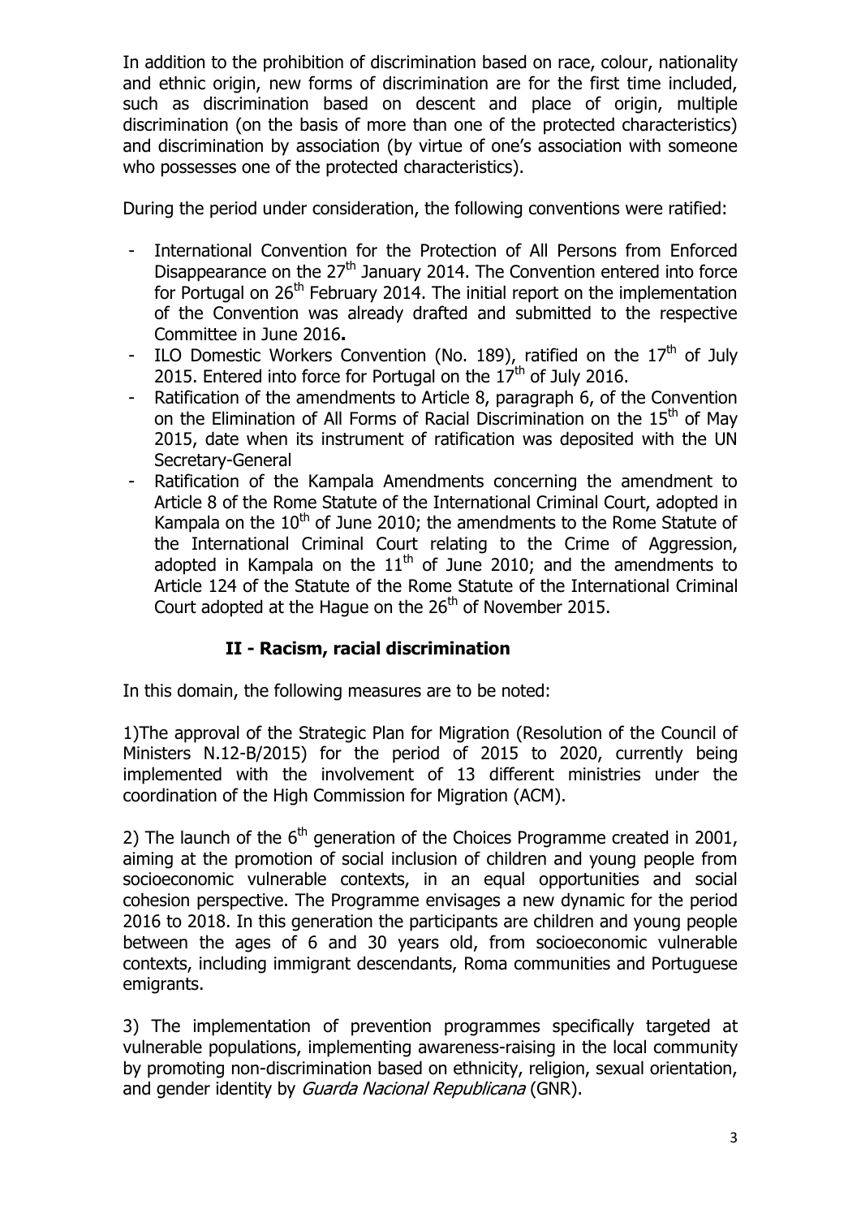In addition to the prohibition of discrimination based on race, colour, nationality and ethnic origin, new forms of discrimination are for the first time included, such as discrimination based on descent and place of origin, multiple discrimination (on the basis of more than one of the protected characteristics) and discrimination by association (by virtue of one's association with someone who possesses one of the protected characteristics).

During the period under consideration, the following conventions were ratified:

- International Convention for the Protection of All Persons from Enforced Disappearance on the 27th January 2014. The Convention entered into force for Portugal on 26th February 2014. The initial report on the implementation of the Convention was already drafted and submitted to the respective Committee in June 2016**.**
- ILO Domestic Workers Convention (No. 189), ratified on the 17th of July 2015. Entered into force for Portugal on the 17th of July 2016.
- Ratification of the amendments to Article 8, paragraph 6, of the Convention on the Elimination of All Forms of Racial Discrimination on the 15th of May 2015, date when its instrument of ratification was deposited with the UN Secretary-General
- Ratification of the Kampala Amendments concerning the amendment to Article 8 of the Rome Statute of the International Criminal Court, adopted in Kampala on the 10th of June 2010; the amendments to the Rome Statute of the International Criminal Court relating to the Crime of Aggression, adopted in Kampala on the 11th of June 2010; and the amendments to Article 124 of the Statute of the Rome Statute of the International Criminal Court adopted at the Hague on the 26th of November 2015.

## II - Racism, racial discrimination

In this domain, the following measures are to be noted:

1)The approval of the Strategic Plan for Migration (Resolution of the Council of Ministers N.12-B/2015) for the period of 2015 to 2020, currently being implemented with the involvement of 13 different ministries under the coordination of the High Commission for Migration (ACM).

2) The launch of the 6th generation of the Choices Programme created in 2001, aiming at the promotion of social inclusion of children and young people from socioeconomic vulnerable contexts, in an equal opportunities and social cohesion perspective. The Programme envisages a new dynamic for the period 2016 to 2018. In this generation the participants are children and young people between the ages of 6 and 30 years old, from socioeconomic vulnerable contexts, including immigrant descendants, Roma communities and Portuguese emigrants.

3) The implementation of prevention programmes specifically targeted at vulnerable populations, implementing awareness-raising in the local community by promoting non-discrimination based on ethnicity, religion, sexual orientation, and gender identity by *Guarda Nacional Republicana* (GNR).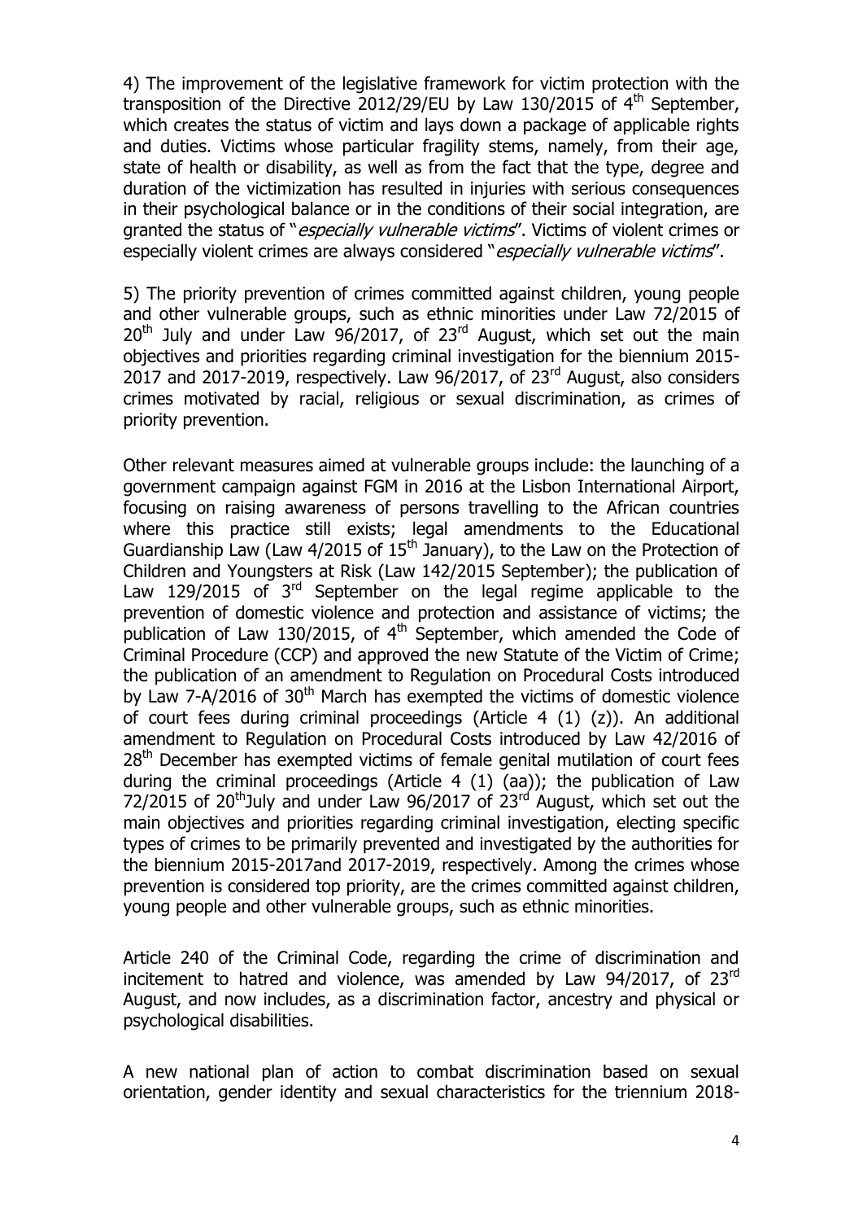4) The improvement of the legislative framework for victim protection with the transposition of the Directive 2012/29/EU by Law 130/2015 of 4th September, which creates the status of victim and lays down a package of applicable rights and duties. Victims whose particular fragility stems, namely, from their age, state of health or disability, as well as from the fact that the type, degree and duration of the victimization has resulted in injuries with serious consequences in their psychological balance or in the conditions of their social integration, are granted the status of "*especially vulnerable victims*". Victims of violent crimes or especially violent crimes are always considered "*especially vulnerable victims*".

5) The priority prevention of crimes committed against children, young people and other vulnerable groups, such as ethnic minorities under Law 72/2015 of 20th July and under Law 96/2017, of 23rd August, which set out the main objectives and priorities regarding criminal investigation for the biennium 2015-2017 and 2017-2019, respectively. Law 96/2017, of 23rd August, also considers crimes motivated by racial, religious or sexual discrimination, as crimes of priority prevention.

Other relevant measures aimed at vulnerable groups include: the launching of a government campaign against FGM in 2016 at the Lisbon International Airport, focusing on raising awareness of persons travelling to the African countries where this practice still exists; legal amendments to the Educational Guardianship Law (Law 4/2015 of 15th January), to the Law on the Protection of Children and Youngsters at Risk (Law 142/2015 September); the publication of Law 129/2015 of 3rd September on the legal regime applicable to the prevention of domestic violence and protection and assistance of victims; the publication of Law 130/2015, of 4th September, which amended the Code of Criminal Procedure (CCP) and approved the new Statute of the Victim of Crime; the publication of an amendment to Regulation on Procedural Costs introduced by Law 7-A/2016 of 30th March has exempted the victims of domestic violence of court fees during criminal proceedings (Article 4 (1) (z)). An additional amendment to Regulation on Procedural Costs introduced by Law 42/2016 of 28th December has exempted victims of female genital mutilation of court fees during the criminal proceedings (Article 4 (1) (aa)); the publication of Law 72/2015 of 20thJuly and under Law 96/2017 of 23rd August, which set out the main objectives and priorities regarding criminal investigation, electing specific types of crimes to be primarily prevented and investigated by the authorities for the biennium 2015-2017and 2017-2019, respectively. Among the crimes whose prevention is considered top priority, are the crimes committed against children, young people and other vulnerable groups, such as ethnic minorities.

Article 240 of the Criminal Code, regarding the crime of discrimination and incitement to hatred and violence, was amended by Law 94/2017, of 23rd August, and now includes, as a discrimination factor, ancestry and physical or psychological disabilities.

A new national plan of action to combat discrimination based on sexual orientation, gender identity and sexual characteristics for the triennium 2018-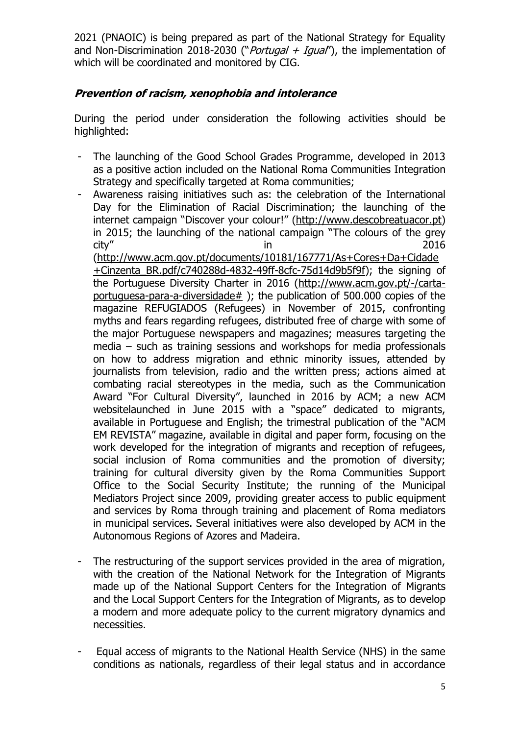2021 (PNAOIC) is being prepared as part of the National Strategy for Equality and Non-Discrimination 2018-2030 ("*Portugal + Igual*"), the implementation of which will be coordinated and monitored by CIG.

### *Prevention of racism, xenophobia and intolerance*

During the period under consideration the following activities should be highlighted:

- The launching of the Good School Grades Programme, developed in 2013 as a positive action included on the National Roma Communities Integration Strategy and specifically targeted at Roma communities;
- Awareness raising initiatives such as: the celebration of the International Day for the Elimination of Racial Discrimination; the launching of the internet campaign "Discover your colour!" (http://www.descobreatuacor.pt) in 2015; the launching of the national campaign "The colours of the grey city" in 2016 (http://www.acm.gov.pt/documents/10181/167771/As+Cores+Da+Cidade+Cinzenta_BR.pdf/c740288d-4832-49ff-8cfc-75d14d9b5f9f); the signing of the Portuguese Diversity Charter in 2016 (http://www.acm.gov.pt/-/carta-portuguesa-para-a-diversidade# ); the publication of 500.000 copies of the magazine REFUGIADOS (Refugees) in November of 2015, confronting myths and fears regarding refugees, distributed free of charge with some of the major Portuguese newspapers and magazines; measures targeting the media – such as training sessions and workshops for media professionals on how to address migration and ethnic minority issues, attended by journalists from television, radio and the written press; actions aimed at combating racial stereotypes in the media, such as the Communication Award "For Cultural Diversity", launched in 2016 by ACM; a new ACM websitelaunched in June 2015 with a "space" dedicated to migrants, available in Portuguese and English; the trimestral publication of the "ACM EM REVISTA" magazine, available in digital and paper form, focusing on the work developed for the integration of migrants and reception of refugees, social inclusion of Roma communities and the promotion of diversity; training for cultural diversity given by the Roma Communities Support Office to the Social Security Institute; the running of the Municipal Mediators Project since 2009, providing greater access to public equipment and services by Roma through training and placement of Roma mediators in municipal services. Several initiatives were also developed by ACM in the Autonomous Regions of Azores and Madeira.
- The restructuring of the support services provided in the area of migration, with the creation of the National Network for the Integration of Migrants made up of the National Support Centers for the Integration of Migrants and the Local Support Centers for the Integration of Migrants, as to develop a modern and more adequate policy to the current migratory dynamics and necessities.
- Equal access of migrants to the National Health Service (NHS) in the same conditions as nationals, regardless of their legal status and in accordance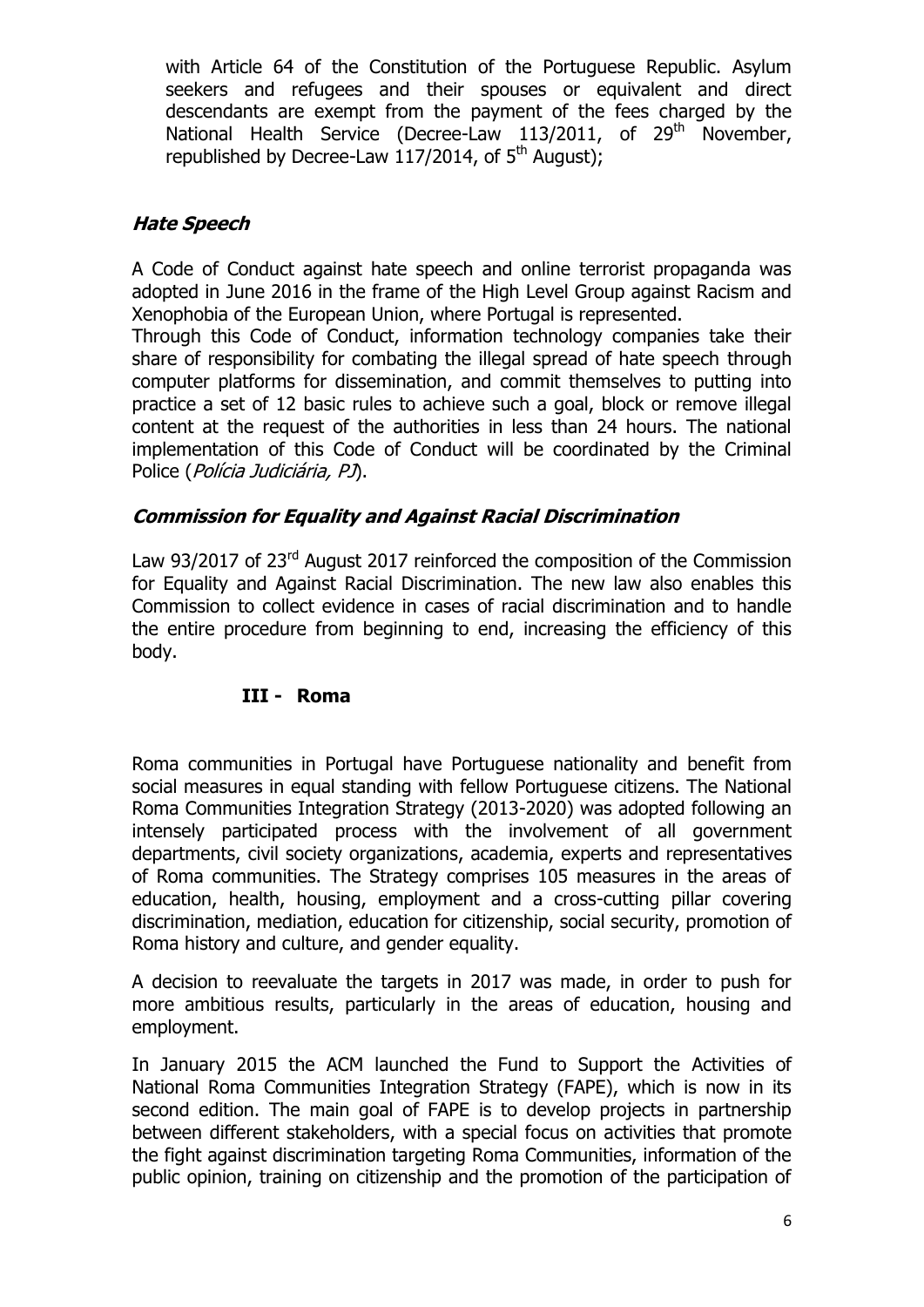with Article 64 of the Constitution of the Portuguese Republic. Asylum seekers and refugees and their spouses or equivalent and direct descendants are exempt from the payment of the fees charged by the National Health Service (Decree-Law 113/2011, of 29th November, republished by Decree-Law 117/2014, of 5th August);

### *Hate Speech*

A Code of Conduct against hate speech and online terrorist propaganda was adopted in June 2016 in the frame of the High Level Group against Racism and Xenophobia of the European Union, where Portugal is represented.

Through this Code of Conduct, information technology companies take their share of responsibility for combating the illegal spread of hate speech through computer platforms for dissemination, and commit themselves to putting into practice a set of 12 basic rules to achieve such a goal, block or remove illegal content at the request of the authorities in less than 24 hours. The national implementation of this Code of Conduct will be coordinated by the Criminal Police (*Polícia Judiciária, PJ*).

### *Commission for Equality and Against Racial Discrimination*

Law 93/2017 of 23rd August 2017 reinforced the composition of the Commission for Equality and Against Racial Discrimination. The new law also enables this Commission to collect evidence in cases of racial discrimination and to handle the entire procedure from beginning to end, increasing the efficiency of this body.

## III - Roma

Roma communities in Portugal have Portuguese nationality and benefit from social measures in equal standing with fellow Portuguese citizens. The National Roma Communities Integration Strategy (2013-2020) was adopted following an intensely participated process with the involvement of all government departments, civil society organizations, academia, experts and representatives of Roma communities. The Strategy comprises 105 measures in the areas of education, health, housing, employment and a cross-cutting pillar covering discrimination, mediation, education for citizenship, social security, promotion of Roma history and culture, and gender equality.

A decision to reevaluate the targets in 2017 was made, in order to push for more ambitious results, particularly in the areas of education, housing and employment.

In January 2015 the ACM launched the Fund to Support the Activities of National Roma Communities Integration Strategy (FAPE), which is now in its second edition. The main goal of FAPE is to develop projects in partnership between different stakeholders, with a special focus on activities that promote the fight against discrimination targeting Roma Communities, information of the public opinion, training on citizenship and the promotion of the participation of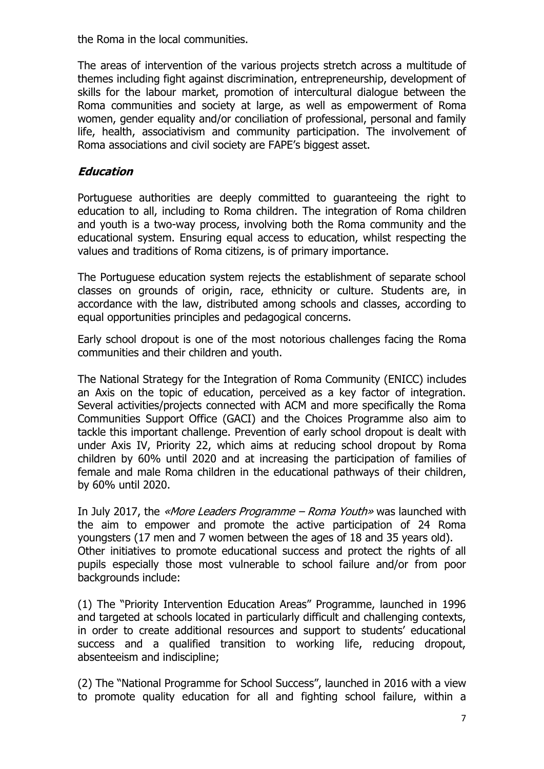the Roma in the local communities.

The areas of intervention of the various projects stretch across a multitude of themes including fight against discrimination, entrepreneurship, development of skills for the labour market, promotion of intercultural dialogue between the Roma communities and society at large, as well as empowerment of Roma women, gender equality and/or conciliation of professional, personal and family life, health, associativism and community participation. The involvement of Roma associations and civil society are FAPE's biggest asset.

## *Education*

Portuguese authorities are deeply committed to guaranteeing the right to education to all, including to Roma children. The integration of Roma children and youth is a two-way process, involving both the Roma community and the educational system. Ensuring equal access to education, whilst respecting the values and traditions of Roma citizens, is of primary importance.

The Portuguese education system rejects the establishment of separate school classes on grounds of origin, race, ethnicity or culture. Students are, in accordance with the law, distributed among schools and classes, according to equal opportunities principles and pedagogical concerns.

Early school dropout is one of the most notorious challenges facing the Roma communities and their children and youth.

The National Strategy for the Integration of Roma Community (ENICC) includes an Axis on the topic of education, perceived as a key factor of integration. Several activities/projects connected with ACM and more specifically the Roma Communities Support Office (GACI) and the Choices Programme also aim to tackle this important challenge. Prevention of early school dropout is dealt with under Axis IV, Priority 22, which aims at reducing school dropout by Roma children by 60% until 2020 and at increasing the participation of families of female and male Roma children in the educational pathways of their children, by 60% until 2020.

In July 2017, the *«More Leaders Programme – Roma Youth»* was launched with the aim to empower and promote the active participation of 24 Roma youngsters (17 men and 7 women between the ages of 18 and 35 years old).
Other initiatives to promote educational success and protect the rights of all pupils especially those most vulnerable to school failure and/or from poor backgrounds include:

(1) The "Priority Intervention Education Areas" Programme, launched in 1996 and targeted at schools located in particularly difficult and challenging contexts, in order to create additional resources and support to students' educational success and a qualified transition to working life, reducing dropout, absenteeism and indiscipline;

(2) The "National Programme for School Success", launched in 2016 with a view to promote quality education for all and fighting school failure, within a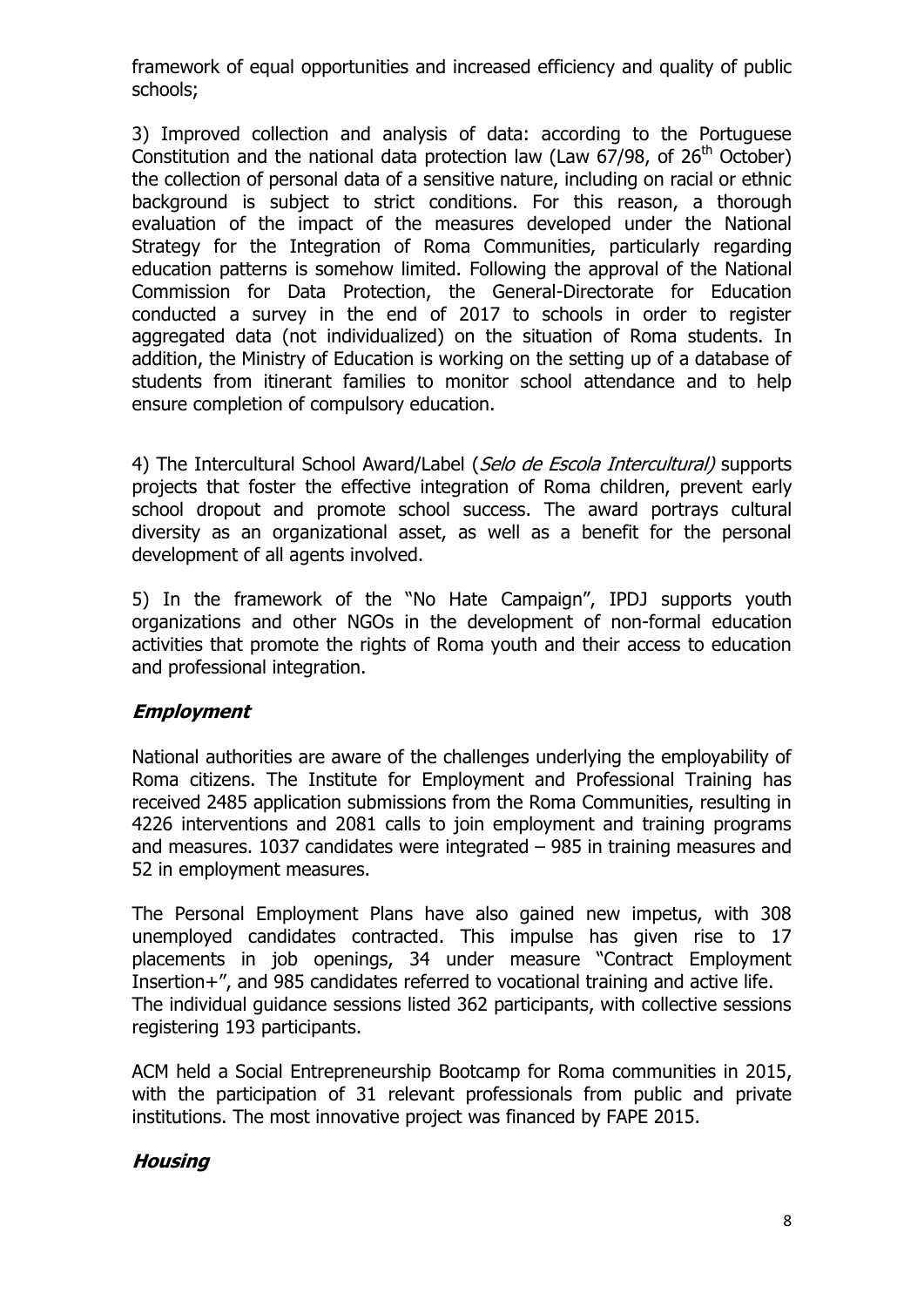framework of equal opportunities and increased efficiency and quality of public schools;

3) Improved collection and analysis of data: according to the Portuguese Constitution and the national data protection law (Law 67/98, of 26th October) the collection of personal data of a sensitive nature, including on racial or ethnic background is subject to strict conditions. For this reason, a thorough evaluation of the impact of the measures developed under the National Strategy for the Integration of Roma Communities, particularly regarding education patterns is somehow limited. Following the approval of the National Commission for Data Protection, the General-Directorate for Education conducted a survey in the end of 2017 to schools in order to register aggregated data (not individualized) on the situation of Roma students. In addition, the Ministry of Education is working on the setting up of a database of students from itinerant families to monitor school attendance and to help ensure completion of compulsory education.

4) The Intercultural School Award/Label (*Selo de Escola Intercultural)* supports projects that foster the effective integration of Roma children, prevent early school dropout and promote school success. The award portrays cultural diversity as an organizational asset, as well as a benefit for the personal development of all agents involved.

5) In the framework of the "No Hate Campaign", IPDJ supports youth organizations and other NGOs in the development of non-formal education activities that promote the rights of Roma youth and their access to education and professional integration.

## ***Employment***

National authorities are aware of the challenges underlying the employability of Roma citizens. The Institute for Employment and Professional Training has received 2485 application submissions from the Roma Communities, resulting in 4226 interventions and 2081 calls to join employment and training programs and measures. 1037 candidates were integrated – 985 in training measures and 52 in employment measures.

The Personal Employment Plans have also gained new impetus, with 308 unemployed candidates contracted. This impulse has given rise to 17 placements in job openings, 34 under measure "Contract Employment Insertion+", and 985 candidates referred to vocational training and active life. The individual guidance sessions listed 362 participants, with collective sessions registering 193 participants.

ACM held a Social Entrepreneurship Bootcamp for Roma communities in 2015, with the participation of 31 relevant professionals from public and private institutions. The most innovative project was financed by FAPE 2015.

## ***Housing***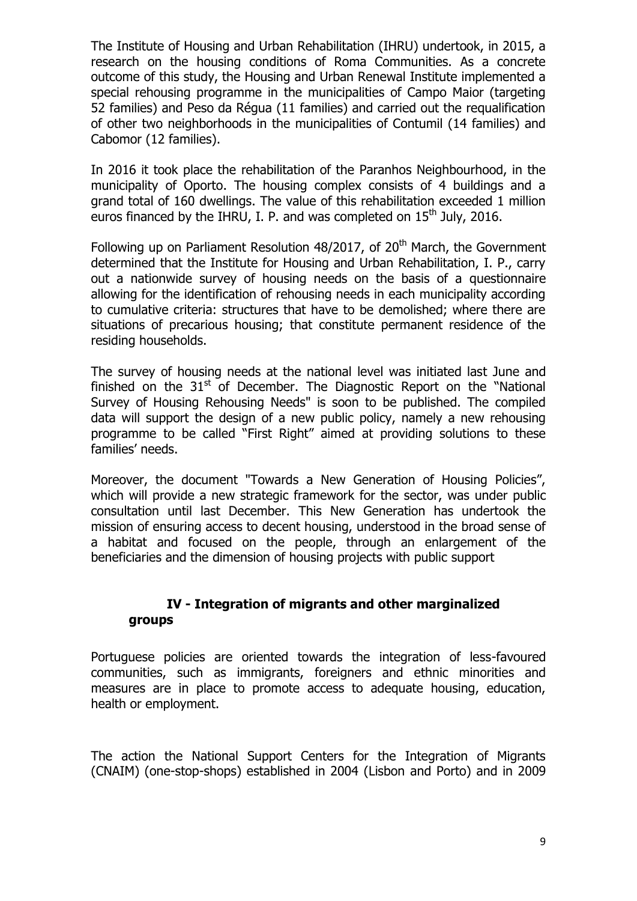The Institute of Housing and Urban Rehabilitation (IHRU) undertook, in 2015, a research on the housing conditions of Roma Communities. As a concrete outcome of this study, the Housing and Urban Renewal Institute implemented a special rehousing programme in the municipalities of Campo Maior (targeting 52 families) and Peso da Régua (11 families) and carried out the requalification of other two neighborhoods in the municipalities of Contumil (14 families) and Cabomor (12 families).

In 2016 it took place the rehabilitation of the Paranhos Neighbourhood, in the municipality of Oporto. The housing complex consists of 4 buildings and a grand total of 160 dwellings. The value of this rehabilitation exceeded 1 million euros financed by the IHRU, I. P. and was completed on 15th July, 2016.

Following up on Parliament Resolution 48/2017, of 20th March, the Government determined that the Institute for Housing and Urban Rehabilitation, I. P., carry out a nationwide survey of housing needs on the basis of a questionnaire allowing for the identification of rehousing needs in each municipality according to cumulative criteria: structures that have to be demolished; where there are situations of precarious housing; that constitute permanent residence of the residing households.

The survey of housing needs at the national level was initiated last June and finished on the 31st of December. The Diagnostic Report on the "National Survey of Housing Rehousing Needs" is soon to be published. The compiled data will support the design of a new public policy, namely a new rehousing programme to be called "First Right" aimed at providing solutions to these families' needs.

Moreover, the document "Towards a New Generation of Housing Policies", which will provide a new strategic framework for the sector, was under public consultation until last December. This New Generation has undertook the mission of ensuring access to decent housing, understood in the broad sense of a habitat and focused on the people, through an enlargement of the beneficiaries and the dimension of housing projects with public support

## IV - Integration of migrants and other marginalized groups

Portuguese policies are oriented towards the integration of less-favoured communities, such as immigrants, foreigners and ethnic minorities and measures are in place to promote access to adequate housing, education, health or employment.

The action the National Support Centers for the Integration of Migrants (CNAIM) (one-stop-shops) established in 2004 (Lisbon and Porto) and in 2009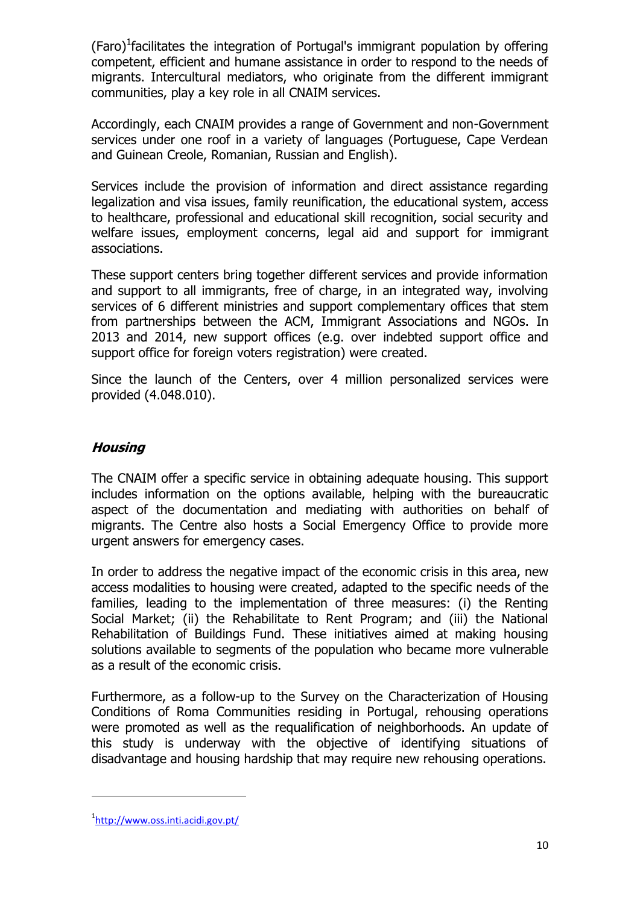(Faro)[1]facilitates the integration of Portugal's immigrant population by offering competent, efficient and humane assistance in order to respond to the needs of migrants. Intercultural mediators, who originate from the different immigrant communities, play a key role in all CNAIM services.

Accordingly, each CNAIM provides a range of Government and non-Government services under one roof in a variety of languages (Portuguese, Cape Verdean and Guinean Creole, Romanian, Russian and English).

Services include the provision of information and direct assistance regarding legalization and visa issues, family reunification, the educational system, access to healthcare, professional and educational skill recognition, social security and welfare issues, employment concerns, legal aid and support for immigrant associations.

These support centers bring together different services and provide information and support to all immigrants, free of charge, in an integrated way, involving services of 6 different ministries and support complementary offices that stem from partnerships between the ACM, Immigrant Associations and NGOs. In 2013 and 2014, new support offices (e.g. over indebted support office and support office for foreign voters registration) were created.

Since the launch of the Centers, over 4 million personalized services were provided (4.048.010).

### *Housing*

The CNAIM offer a specific service in obtaining adequate housing. This support includes information on the options available, helping with the bureaucratic aspect of the documentation and mediating with authorities on behalf of migrants. The Centre also hosts a Social Emergency Office to provide more urgent answers for emergency cases.

In order to address the negative impact of the economic crisis in this area, new access modalities to housing were created, adapted to the specific needs of the families, leading to the implementation of three measures: (i) the Renting Social Market; (ii) the Rehabilitate to Rent Program; and (iii) the National Rehabilitation of Buildings Fund. These initiatives aimed at making housing solutions available to segments of the population who became more vulnerable as a result of the economic crisis.

Furthermore, as a follow-up to the Survey on the Characterization of Housing Conditions of Roma Communities residing in Portugal, rehousing operations were promoted as well as the requalification of neighborhoods. An update of this study is underway with the objective of identifying situations of disadvantage and housing hardship that may require new rehousing operations.

---

[1] http://www.oss.inti.acidi.gov.pt/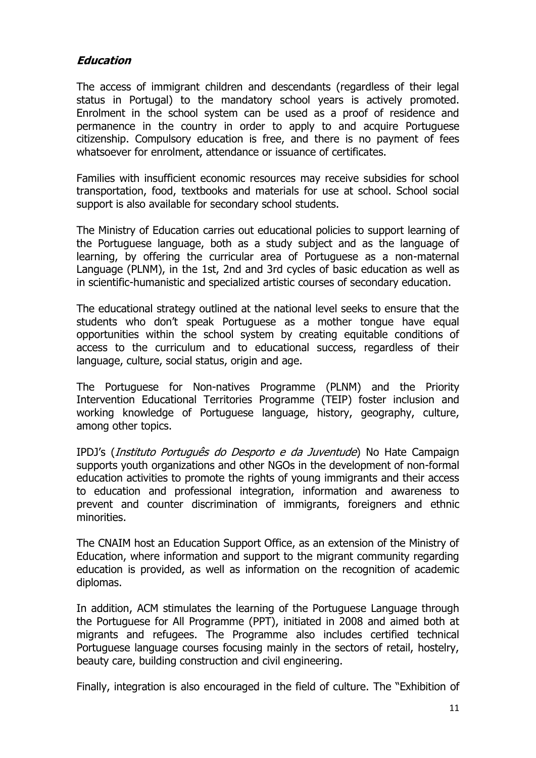### ***Education***

The access of immigrant children and descendants (regardless of their legal status in Portugal) to the mandatory school years is actively promoted. Enrolment in the school system can be used as a proof of residence and permanence in the country in order to apply to and acquire Portuguese citizenship. Compulsory education is free, and there is no payment of fees whatsoever for enrolment, attendance or issuance of certificates.

Families with insufficient economic resources may receive subsidies for school transportation, food, textbooks and materials for use at school. School social support is also available for secondary school students.

The Ministry of Education carries out educational policies to support learning of the Portuguese language, both as a study subject and as the language of learning, by offering the curricular area of Portuguese as a non-maternal Language (PLNM), in the 1st, 2nd and 3rd cycles of basic education as well as in scientific-humanistic and specialized artistic courses of secondary education.

The educational strategy outlined at the national level seeks to ensure that the students who don't speak Portuguese as a mother tongue have equal opportunities within the school system by creating equitable conditions of access to the curriculum and to educational success, regardless of their language, culture, social status, origin and age.

The Portuguese for Non-natives Programme (PLNM) and the Priority Intervention Educational Territories Programme (TEIP) foster inclusion and working knowledge of Portuguese language, history, geography, culture, among other topics.

IPDJ's (*Instituto Português do Desporto e da Juventude*) No Hate Campaign supports youth organizations and other NGOs in the development of non-formal education activities to promote the rights of young immigrants and their access to education and professional integration, information and awareness to prevent and counter discrimination of immigrants, foreigners and ethnic minorities.

The CNAIM host an Education Support Office, as an extension of the Ministry of Education, where information and support to the migrant community regarding education is provided, as well as information on the recognition of academic diplomas.

In addition, ACM stimulates the learning of the Portuguese Language through the Portuguese for All Programme (PPT), initiated in 2008 and aimed both at migrants and refugees. The Programme also includes certified technical Portuguese language courses focusing mainly in the sectors of retail, hostelry, beauty care, building construction and civil engineering.

Finally, integration is also encouraged in the field of culture. The "Exhibition of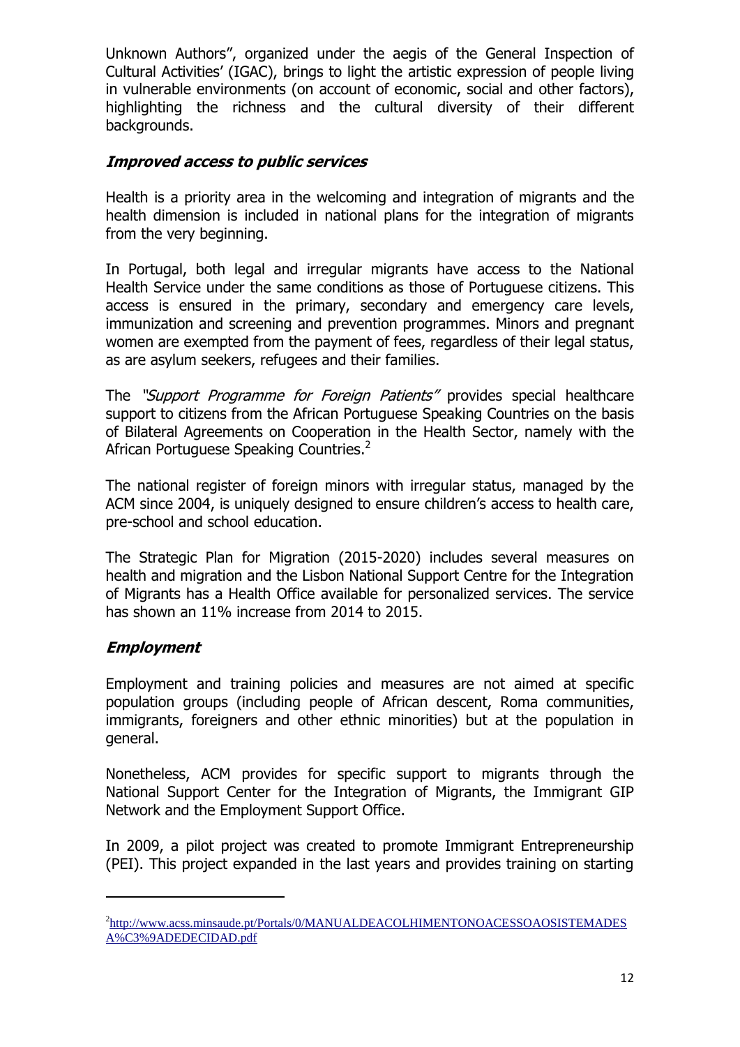Unknown Authors", organized under the aegis of the General Inspection of Cultural Activities' (IGAC), brings to light the artistic expression of people living in vulnerable environments (on account of economic, social and other factors), highlighting the richness and the cultural diversity of their different backgrounds.

### *Improved access to public services*

Health is a priority area in the welcoming and integration of migrants and the health dimension is included in national plans for the integration of migrants from the very beginning.

In Portugal, both legal and irregular migrants have access to the National Health Service under the same conditions as those of Portuguese citizens. This access is ensured in the primary, secondary and emergency care levels, immunization and screening and prevention programmes. Minors and pregnant women are exempted from the payment of fees, regardless of their legal status, as are asylum seekers, refugees and their families.

The *"Support Programme for Foreign Patients"* provides special healthcare support to citizens from the African Portuguese Speaking Countries on the basis of Bilateral Agreements on Cooperation in the Health Sector, namely with the African Portuguese Speaking Countries.[2]

The national register of foreign minors with irregular status, managed by the ACM since 2004, is uniquely designed to ensure children's access to health care, pre-school and school education.

The Strategic Plan for Migration (2015-2020) includes several measures on health and migration and the Lisbon National Support Centre for the Integration of Migrants has a Health Office available for personalized services. The service has shown an 11% increase from 2014 to 2015.

### *Employment*

Employment and training policies and measures are not aimed at specific population groups (including people of African descent, Roma communities, immigrants, foreigners and other ethnic minorities) but at the population in general.

Nonetheless, ACM provides for specific support to migrants through the National Support Center for the Integration of Migrants, the Immigrant GIP Network and the Employment Support Office.

In 2009, a pilot project was created to promote Immigrant Entrepreneurship (PEI). This project expanded in the last years and provides training on starting

---

[2] http://www.acss.minsaude.pt/Portals/0/MANUALDEACOLHIMENTONOACESSOAOSISTEMADESA%C3%9ADEDECIDAD.pdf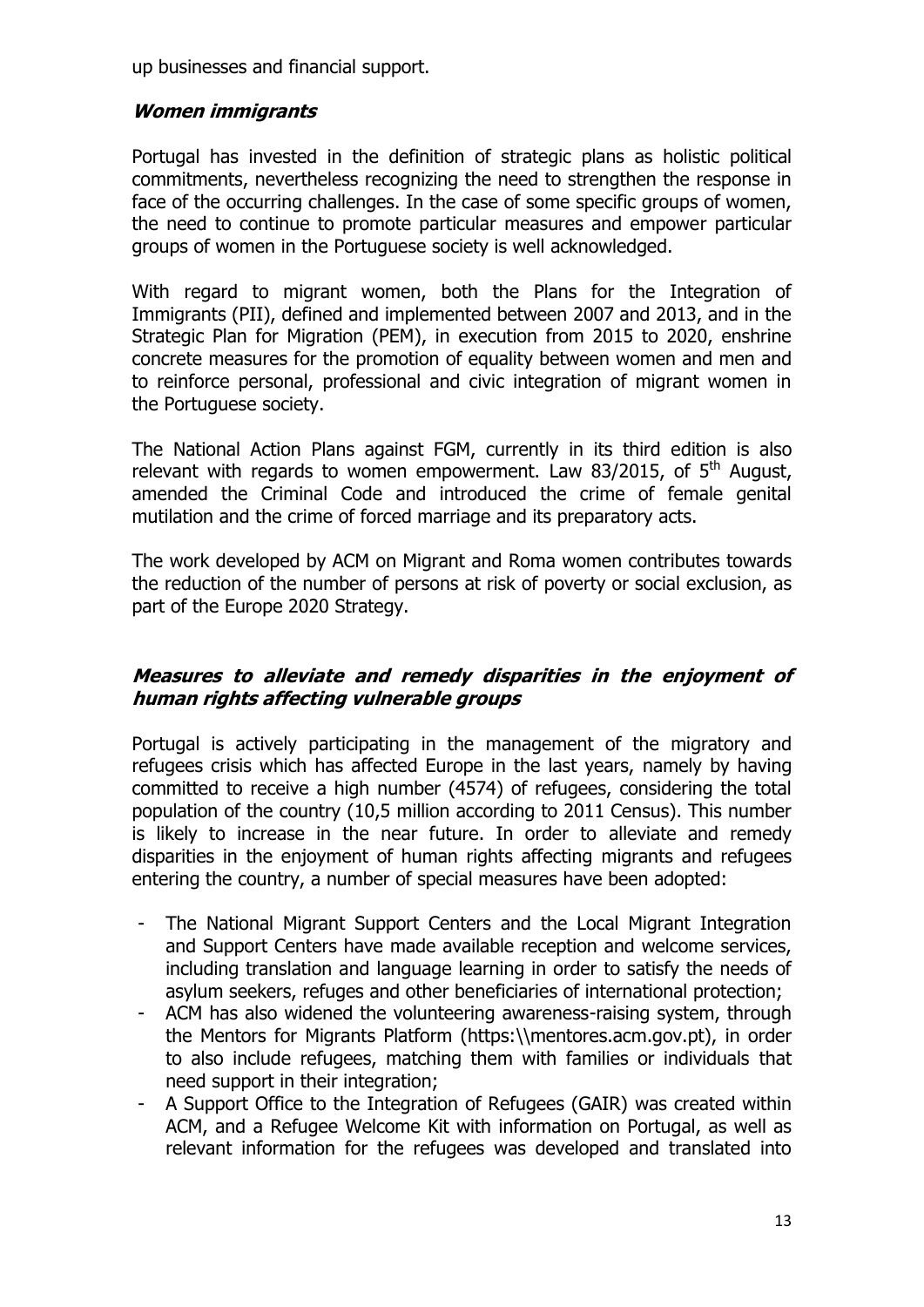up businesses and financial support.

### *Women immigrants*

Portugal has invested in the definition of strategic plans as holistic political commitments, nevertheless recognizing the need to strengthen the response in face of the occurring challenges. In the case of some specific groups of women, the need to continue to promote particular measures and empower particular groups of women in the Portuguese society is well acknowledged.

With regard to migrant women, both the Plans for the Integration of Immigrants (PII), defined and implemented between 2007 and 2013, and in the Strategic Plan for Migration (PEM), in execution from 2015 to 2020, enshrine concrete measures for the promotion of equality between women and men and to reinforce personal, professional and civic integration of migrant women in the Portuguese society.

The National Action Plans against FGM, currently in its third edition is also relevant with regards to women empowerment. Law 83/2015, of 5th August, amended the Criminal Code and introduced the crime of female genital mutilation and the crime of forced marriage and its preparatory acts.

The work developed by ACM on Migrant and Roma women contributes towards the reduction of the number of persons at risk of poverty or social exclusion, as part of the Europe 2020 Strategy.

### *Measures to alleviate and remedy disparities in the enjoyment of human rights affecting vulnerable groups*

Portugal is actively participating in the management of the migratory and refugees crisis which has affected Europe in the last years, namely by having committed to receive a high number (4574) of refugees, considering the total population of the country (10,5 million according to 2011 Census). This number is likely to increase in the near future. In order to alleviate and remedy disparities in the enjoyment of human rights affecting migrants and refugees entering the country, a number of special measures have been adopted:

- The National Migrant Support Centers and the Local Migrant Integration and Support Centers have made available reception and welcome services, including translation and language learning in order to satisfy the needs of asylum seekers, refuges and other beneficiaries of international protection;
- ACM has also widened the volunteering awareness-raising system, through the Mentors for Migrants Platform (https:\\mentores.acm.gov.pt), in order to also include refugees, matching them with families or individuals that need support in their integration;
- A Support Office to the Integration of Refugees (GAIR) was created within ACM, and a Refugee Welcome Kit with information on Portugal, as well as relevant information for the refugees was developed and translated into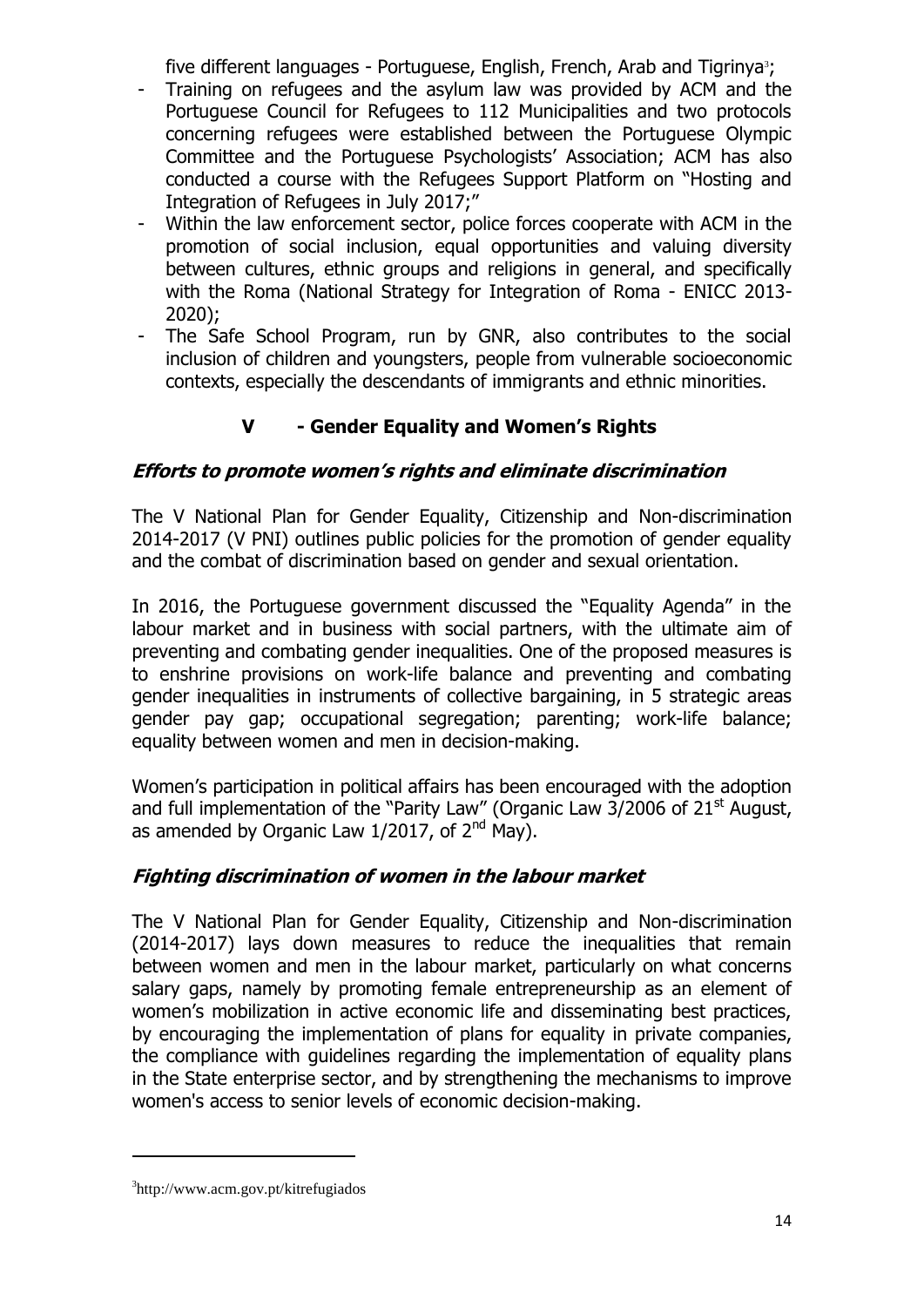five different languages - Portuguese, English, French, Arab and Tigrinya[3];

- Training on refugees and the asylum law was provided by ACM and the Portuguese Council for Refugees to 112 Municipalities and two protocols concerning refugees were established between the Portuguese Olympic Committee and the Portuguese Psychologists' Association; ACM has also conducted a course with the Refugees Support Platform on "Hosting and Integration of Refugees in July 2017;"
- Within the law enforcement sector, police forces cooperate with ACM in the promotion of social inclusion, equal opportunities and valuing diversity between cultures, ethnic groups and religions in general, and specifically with the Roma (National Strategy for Integration of Roma - ENICC 2013-2020);
- The Safe School Program, run by GNR, also contributes to the social inclusion of children and youngsters, people from vulnerable socioeconomic contexts, especially the descendants of immigrants and ethnic minorities.

## V - Gender Equality and Women's Rights

### *Efforts to promote women's rights and eliminate discrimination*

The V National Plan for Gender Equality, Citizenship and Non-discrimination 2014-2017 (V PNI) outlines public policies for the promotion of gender equality and the combat of discrimination based on gender and sexual orientation.

In 2016, the Portuguese government discussed the "Equality Agenda" in the labour market and in business with social partners, with the ultimate aim of preventing and combating gender inequalities. One of the proposed measures is to enshrine provisions on work-life balance and preventing and combating gender inequalities in instruments of collective bargaining, in 5 strategic areas gender pay gap; occupational segregation; parenting; work-life balance; equality between women and men in decision-making.

Women's participation in political affairs has been encouraged with the adoption and full implementation of the "Parity Law" (Organic Law 3/2006 of 21st August, as amended by Organic Law 1/2017, of 2nd May).

### *Fighting discrimination of women in the labour market*

The V National Plan for Gender Equality, Citizenship and Non-discrimination (2014-2017) lays down measures to reduce the inequalities that remain between women and men in the labour market, particularly on what concerns salary gaps, namely by promoting female entrepreneurship as an element of women's mobilization in active economic life and disseminating best practices, by encouraging the implementation of plans for equality in private companies, the compliance with guidelines regarding the implementation of equality plans in the State enterprise sector, and by strengthening the mechanisms to improve women's access to senior levels of economic decision-making.

[3] http://www.acm.gov.pt/kitrefugiados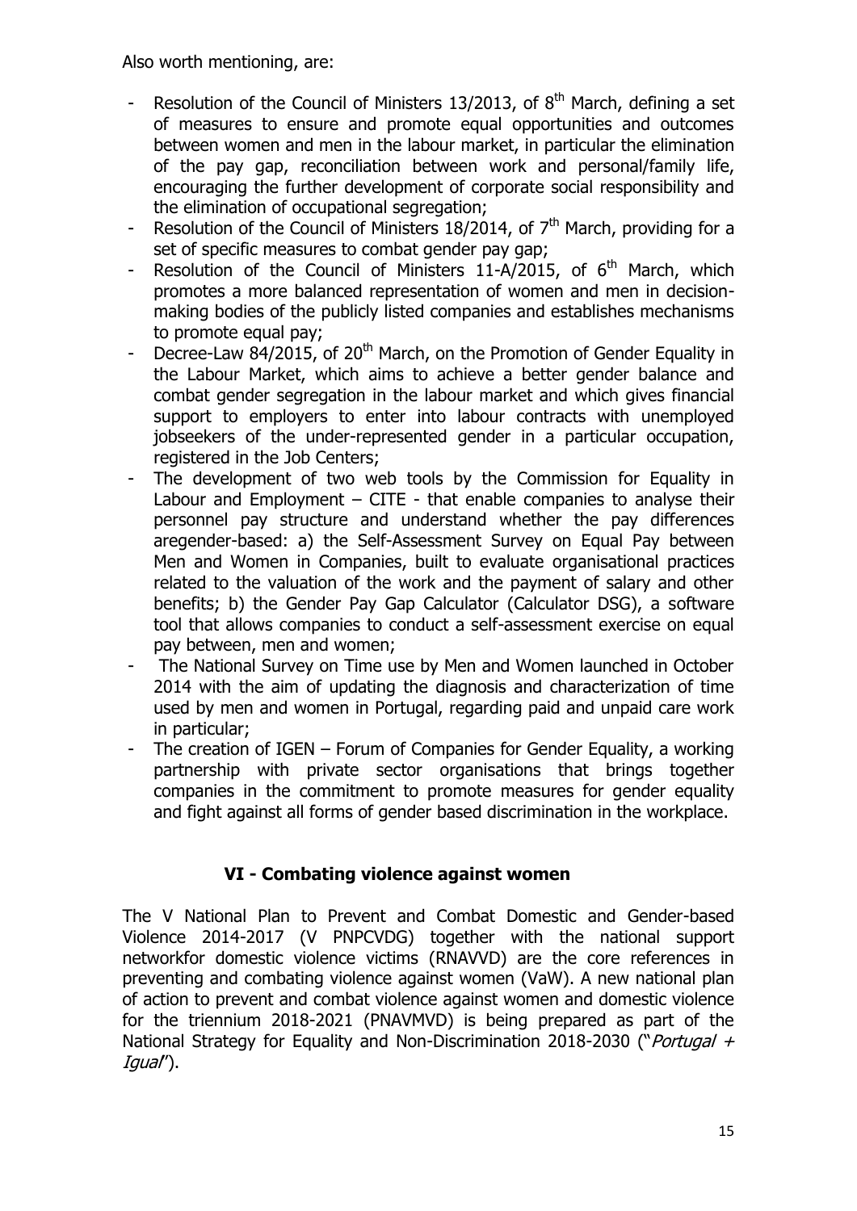Also worth mentioning, are:

- Resolution of the Council of Ministers 13/2013, of 8th March, defining a set of measures to ensure and promote equal opportunities and outcomes between women and men in the labour market, in particular the elimination of the pay gap, reconciliation between work and personal/family life, encouraging the further development of corporate social responsibility and the elimination of occupational segregation;
- Resolution of the Council of Ministers 18/2014, of 7th March, providing for a set of specific measures to combat gender pay gap;
- Resolution of the Council of Ministers 11-A/2015, of 6th March, which promotes a more balanced representation of women and men in decision-making bodies of the publicly listed companies and establishes mechanisms to promote equal pay;
- Decree-Law 84/2015, of 20th March, on the Promotion of Gender Equality in the Labour Market, which aims to achieve a better gender balance and combat gender segregation in the labour market and which gives financial support to employers to enter into labour contracts with unemployed jobseekers of the under-represented gender in a particular occupation, registered in the Job Centers;
- The development of two web tools by the Commission for Equality in Labour and Employment – CITE - that enable companies to analyse their personnel pay structure and understand whether the pay differences aregender-based: a) the Self-Assessment Survey on Equal Pay between Men and Women in Companies, built to evaluate organisational practices related to the valuation of the work and the payment of salary and other benefits; b) the Gender Pay Gap Calculator (Calculator DSG), a software tool that allows companies to conduct a self-assessment exercise on equal pay between, men and women;
- The National Survey on Time use by Men and Women launched in October 2014 with the aim of updating the diagnosis and characterization of time used by men and women in Portugal, regarding paid and unpaid care work in particular;
- The creation of IGEN – Forum of Companies for Gender Equality, a working partnership with private sector organisations that brings together companies in the commitment to promote measures for gender equality and fight against all forms of gender based discrimination in the workplace.

## VI - Combating violence against women

The V National Plan to Prevent and Combat Domestic and Gender-based Violence 2014-2017 (V PNPCVDG) together with the national support networkfor domestic violence victims (RNAVVD) are the core references in preventing and combating violence against women (VaW). A new national plan of action to prevent and combat violence against women and domestic violence for the triennium 2018-2021 (PNAVMVD) is being prepared as part of the National Strategy for Equality and Non-Discrimination 2018-2030 ("*Portugal + Igual*").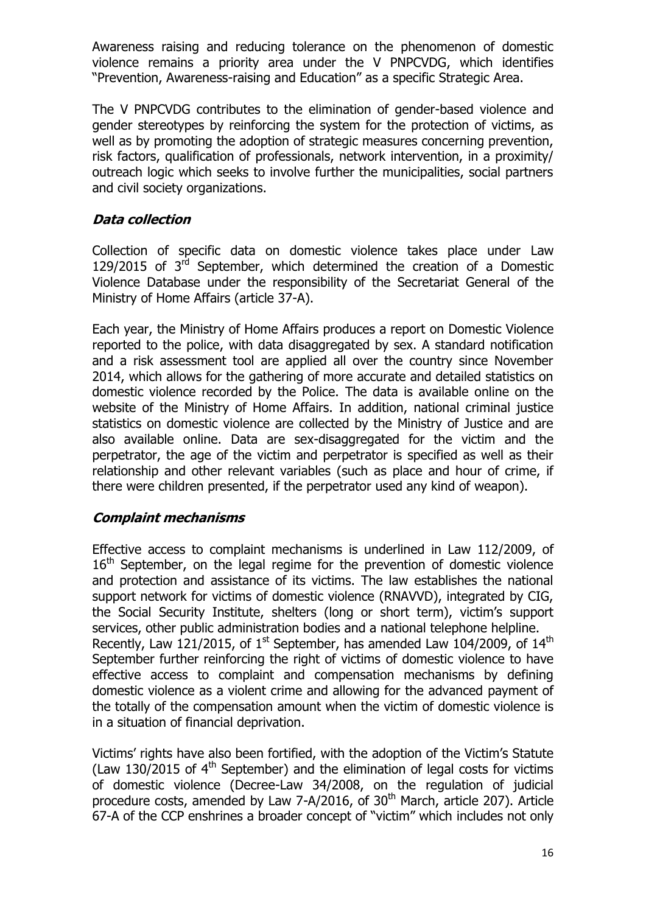Awareness raising and reducing tolerance on the phenomenon of domestic violence remains a priority area under the V PNPCVDG, which identifies "Prevention, Awareness-raising and Education" as a specific Strategic Area.

The V PNPCVDG contributes to the elimination of gender-based violence and gender stereotypes by reinforcing the system for the protection of victims, as well as by promoting the adoption of strategic measures concerning prevention, risk factors, qualification of professionals, network intervention, in a proximity/ outreach logic which seeks to involve further the municipalities, social partners and civil society organizations.

### *Data collection*

Collection of specific data on domestic violence takes place under Law 129/2015 of 3rd September, which determined the creation of a Domestic Violence Database under the responsibility of the Secretariat General of the Ministry of Home Affairs (article 37-A).

Each year, the Ministry of Home Affairs produces a report on Domestic Violence reported to the police, with data disaggregated by sex. A standard notification and a risk assessment tool are applied all over the country since November 2014, which allows for the gathering of more accurate and detailed statistics on domestic violence recorded by the Police. The data is available online on the website of the Ministry of Home Affairs. In addition, national criminal justice statistics on domestic violence are collected by the Ministry of Justice and are also available online. Data are sex-disaggregated for the victim and the perpetrator, the age of the victim and perpetrator is specified as well as their relationship and other relevant variables (such as place and hour of crime, if there were children presented, if the perpetrator used any kind of weapon).

### *Complaint mechanisms*

Effective access to complaint mechanisms is underlined in Law 112/2009, of 16th September, on the legal regime for the prevention of domestic violence and protection and assistance of its victims. The law establishes the national support network for victims of domestic violence (RNAVVD), integrated by CIG, the Social Security Institute, shelters (long or short term), victim's support services, other public administration bodies and a national telephone helpline. Recently, Law 121/2015, of 1st September, has amended Law 104/2009, of 14th September further reinforcing the right of victims of domestic violence to have effective access to complaint and compensation mechanisms by defining domestic violence as a violent crime and allowing for the advanced payment of the totally of the compensation amount when the victim of domestic violence is in a situation of financial deprivation.

Victims' rights have also been fortified, with the adoption of the Victim's Statute (Law 130/2015 of 4th September) and the elimination of legal costs for victims of domestic violence (Decree-Law 34/2008, on the regulation of judicial procedure costs, amended by Law 7-A/2016, of 30th March, article 207). Article 67-A of the CCP enshrines a broader concept of "victim" which includes not only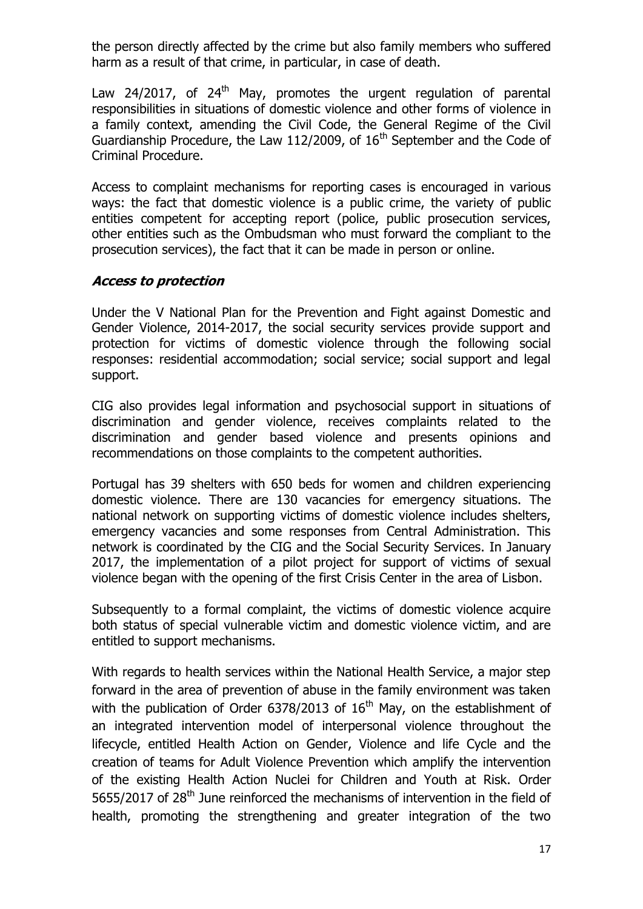the person directly affected by the crime but also family members who suffered harm as a result of that crime, in particular, in case of death.

Law 24/2017, of 24th May, promotes the urgent regulation of parental responsibilities in situations of domestic violence and other forms of violence in a family context, amending the Civil Code, the General Regime of the Civil Guardianship Procedure, the Law 112/2009, of 16th September and the Code of Criminal Procedure.

Access to complaint mechanisms for reporting cases is encouraged in various ways: the fact that domestic violence is a public crime, the variety of public entities competent for accepting report (police, public prosecution services, other entities such as the Ombudsman who must forward the compliant to the prosecution services), the fact that it can be made in person or online.

### *Access to protection*

Under the V National Plan for the Prevention and Fight against Domestic and Gender Violence, 2014-2017, the social security services provide support and protection for victims of domestic violence through the following social responses: residential accommodation; social service; social support and legal support.

CIG also provides legal information and psychosocial support in situations of discrimination and gender violence, receives complaints related to the discrimination and gender based violence and presents opinions and recommendations on those complaints to the competent authorities.

Portugal has 39 shelters with 650 beds for women and children experiencing domestic violence. There are 130 vacancies for emergency situations. The national network on supporting victims of domestic violence includes shelters, emergency vacancies and some responses from Central Administration. This network is coordinated by the CIG and the Social Security Services. In January 2017, the implementation of a pilot project for support of victims of sexual violence began with the opening of the first Crisis Center in the area of Lisbon.

Subsequently to a formal complaint, the victims of domestic violence acquire both status of special vulnerable victim and domestic violence victim, and are entitled to support mechanisms.

With regards to health services within the National Health Service, a major step forward in the area of prevention of abuse in the family environment was taken with the publication of Order 6378/2013 of 16th May, on the establishment of an integrated intervention model of interpersonal violence throughout the lifecycle, entitled Health Action on Gender, Violence and life Cycle and the creation of teams for Adult Violence Prevention which amplify the intervention of the existing Health Action Nuclei for Children and Youth at Risk. Order 5655/2017 of 28th June reinforced the mechanisms of intervention in the field of health, promoting the strengthening and greater integration of the two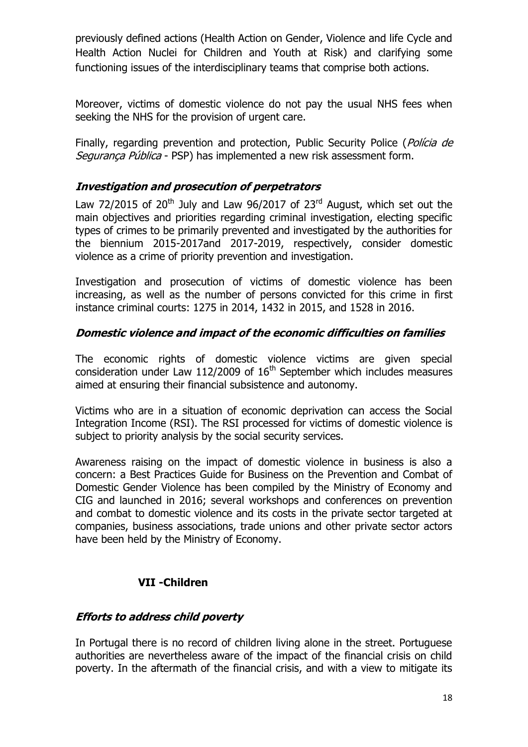previously defined actions (Health Action on Gender, Violence and life Cycle and Health Action Nuclei for Children and Youth at Risk) and clarifying some functioning issues of the interdisciplinary teams that comprise both actions.

Moreover, victims of domestic violence do not pay the usual NHS fees when seeking the NHS for the provision of urgent care.

Finally, regarding prevention and protection, Public Security Police (*Polícia de Segurança Pública* - PSP) has implemented a new risk assessment form.

### *Investigation and prosecution of perpetrators*

Law 72/2015 of 20th July and Law 96/2017 of 23rd August, which set out the main objectives and priorities regarding criminal investigation, electing specific types of crimes to be primarily prevented and investigated by the authorities for the biennium 2015-2017and 2017-2019, respectively, consider domestic violence as a crime of priority prevention and investigation.

Investigation and prosecution of victims of domestic violence has been increasing, as well as the number of persons convicted for this crime in first instance criminal courts: 1275 in 2014, 1432 in 2015, and 1528 in 2016.

### *Domestic violence and impact of the economic difficulties on families*

The economic rights of domestic violence victims are given special consideration under Law 112/2009 of 16th September which includes measures aimed at ensuring their financial subsistence and autonomy.

Victims who are in a situation of economic deprivation can access the Social Integration Income (RSI). The RSI processed for victims of domestic violence is subject to priority analysis by the social security services.

Awareness raising on the impact of domestic violence in business is also a concern: a Best Practices Guide for Business on the Prevention and Combat of Domestic Gender Violence has been compiled by the Ministry of Economy and CIG and launched in 2016; several workshops and conferences on prevention and combat to domestic violence and its costs in the private sector targeted at companies, business associations, trade unions and other private sector actors have been held by the Ministry of Economy.

## VII -Children

### *Efforts to address child poverty*

In Portugal there is no record of children living alone in the street. Portuguese authorities are nevertheless aware of the impact of the financial crisis on child poverty. In the aftermath of the financial crisis, and with a view to mitigate its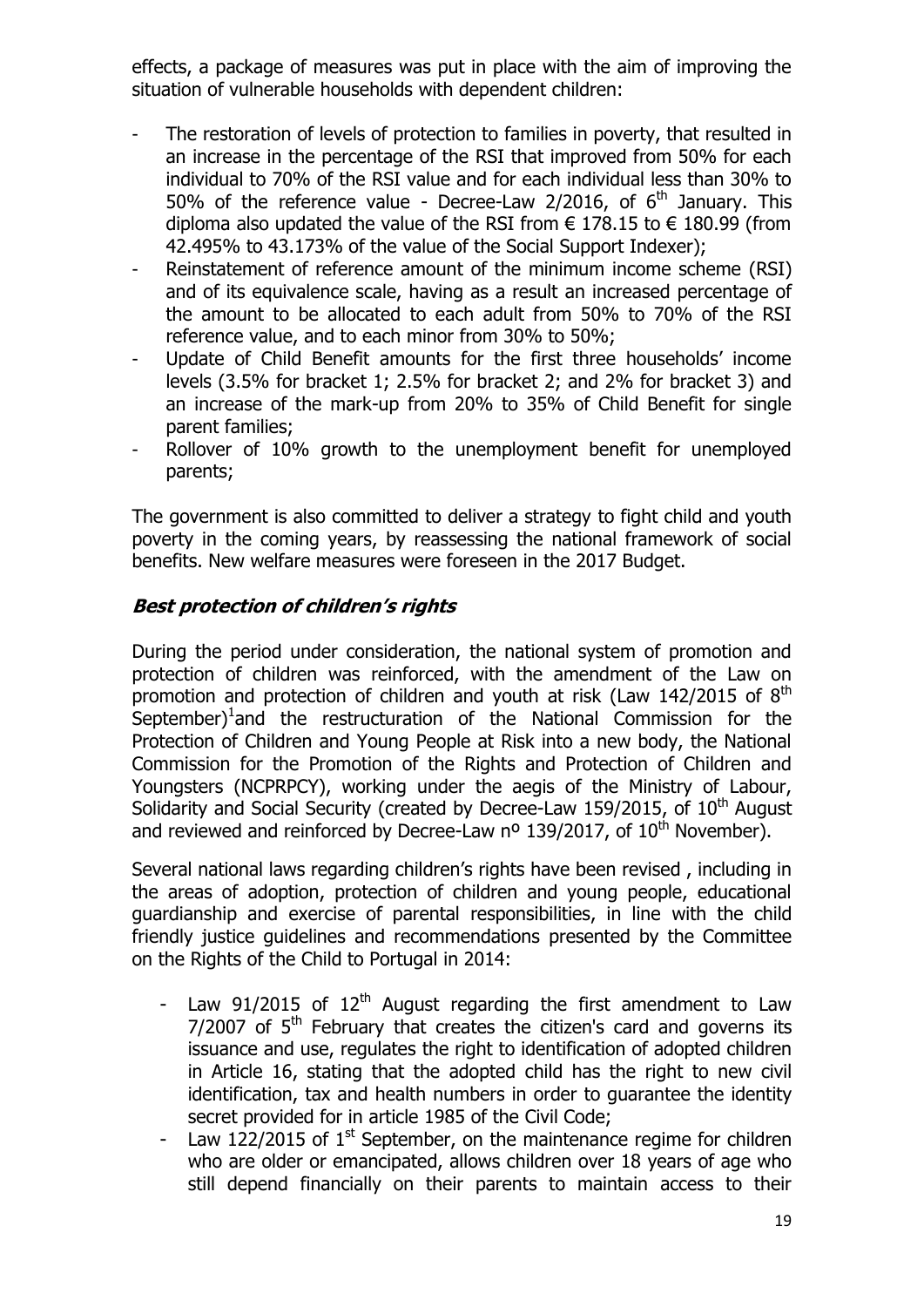effects, a package of measures was put in place with the aim of improving the situation of vulnerable households with dependent children:

- The restoration of levels of protection to families in poverty, that resulted in an increase in the percentage of the RSI that improved from 50% for each individual to 70% of the RSI value and for each individual less than 30% to 50% of the reference value - Decree-Law 2/2016, of 6th January. This diploma also updated the value of the RSI from € 178.15 to € 180.99 (from 42.495% to 43.173% of the value of the Social Support Indexer);
- Reinstatement of reference amount of the minimum income scheme (RSI) and of its equivalence scale, having as a result an increased percentage of the amount to be allocated to each adult from 50% to 70% of the RSI reference value, and to each minor from 30% to 50%;
- Update of Child Benefit amounts for the first three households' income levels (3.5% for bracket 1; 2.5% for bracket 2; and 2% for bracket 3) and an increase of the mark-up from 20% to 35% of Child Benefit for single parent families;
- Rollover of 10% growth to the unemployment benefit for unemployed parents;

The government is also committed to deliver a strategy to fight child and youth poverty in the coming years, by reassessing the national framework of social benefits. New welfare measures were foreseen in the 2017 Budget.

### *Best protection of children's rights*

During the period under consideration, the national system of promotion and protection of children was reinforced, with the amendment of the Law on promotion and protection of children and youth at risk (Law 142/2015 of 8th September)[1]and the restructuration of the National Commission for the Protection of Children and Young People at Risk into a new body, the National Commission for the Promotion of the Rights and Protection of Children and Youngsters (NCPRPCY), working under the aegis of the Ministry of Labour, Solidarity and Social Security (created by Decree-Law 159/2015, of 10th August and reviewed and reinforced by Decree-Law nº 139/2017, of 10th November).

Several national laws regarding children's rights have been revised , including in the areas of adoption, protection of children and young people, educational guardianship and exercise of parental responsibilities, in line with the child friendly justice guidelines and recommendations presented by the Committee on the Rights of the Child to Portugal in 2014:

- Law 91/2015 of 12th August regarding the first amendment to Law 7/2007 of 5th February that creates the citizen's card and governs its issuance and use, regulates the right to identification of adopted children in Article 16, stating that the adopted child has the right to new civil identification, tax and health numbers in order to guarantee the identity secret provided for in article 1985 of the Civil Code;
- Law 122/2015 of 1st September, on the maintenance regime for children who are older or emancipated, allows children over 18 years of age who still depend financially on their parents to maintain access to their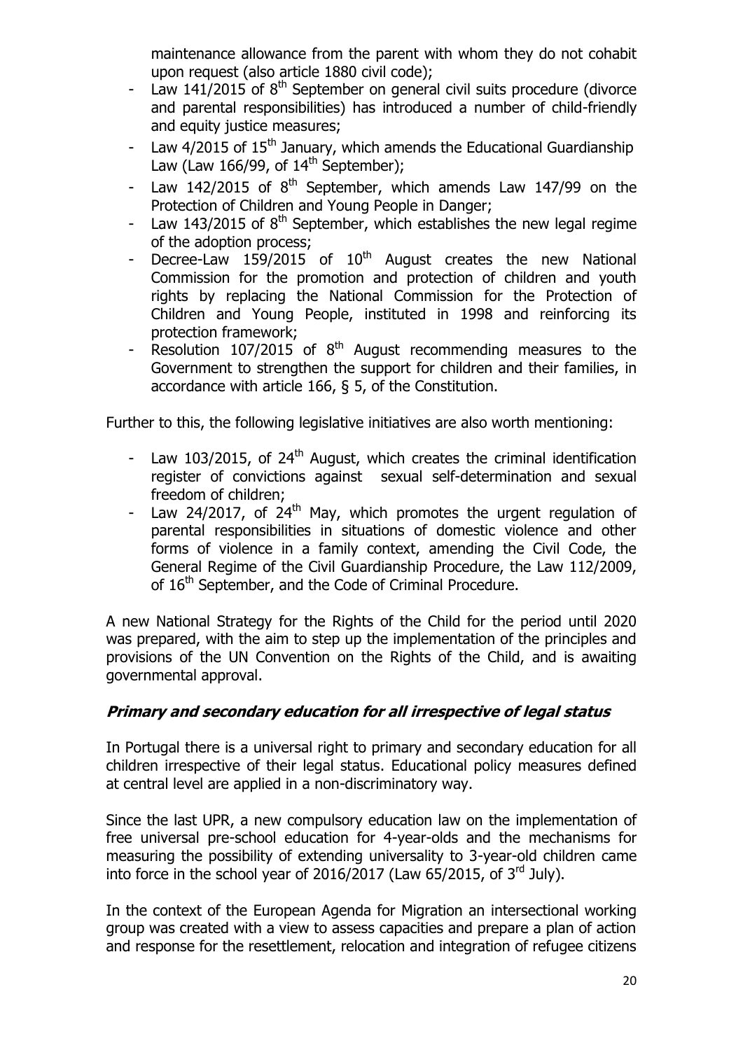maintenance allowance from the parent with whom they do not cohabit upon request (also article 1880 civil code);

- Law 141/2015 of 8th September on general civil suits procedure (divorce and parental responsibilities) has introduced a number of child-friendly and equity justice measures;
- Law 4/2015 of 15th January, which amends the Educational Guardianship Law (Law 166/99, of 14th September);
- Law 142/2015 of 8th September, which amends Law 147/99 on the Protection of Children and Young People in Danger;
- Law 143/2015 of 8th September, which establishes the new legal regime of the adoption process;
- Decree-Law 159/2015 of 10th August creates the new National Commission for the promotion and protection of children and youth rights by replacing the National Commission for the Protection of Children and Young People, instituted in 1998 and reinforcing its protection framework;
- Resolution 107/2015 of 8th August recommending measures to the Government to strengthen the support for children and their families, in accordance with article 166, § 5, of the Constitution.

Further to this, the following legislative initiatives are also worth mentioning:

- Law 103/2015, of 24th August, which creates the criminal identification register of convictions against sexual self-determination and sexual freedom of children;
- Law 24/2017, of 24th May, which promotes the urgent regulation of parental responsibilities in situations of domestic violence and other forms of violence in a family context, amending the Civil Code, the General Regime of the Civil Guardianship Procedure, the Law 112/2009, of 16th September, and the Code of Criminal Procedure.

A new National Strategy for the Rights of the Child for the period until 2020 was prepared, with the aim to step up the implementation of the principles and provisions of the UN Convention on the Rights of the Child, and is awaiting governmental approval.

### ***Primary and secondary education for all irrespective of legal status***

In Portugal there is a universal right to primary and secondary education for all children irrespective of their legal status. Educational policy measures defined at central level are applied in a non-discriminatory way.

Since the last UPR, a new compulsory education law on the implementation of free universal pre-school education for 4-year-olds and the mechanisms for measuring the possibility of extending universality to 3-year-old children came into force in the school year of 2016/2017 (Law 65/2015, of 3rd July).

In the context of the European Agenda for Migration an intersectional working group was created with a view to assess capacities and prepare a plan of action and response for the resettlement, relocation and integration of refugee citizens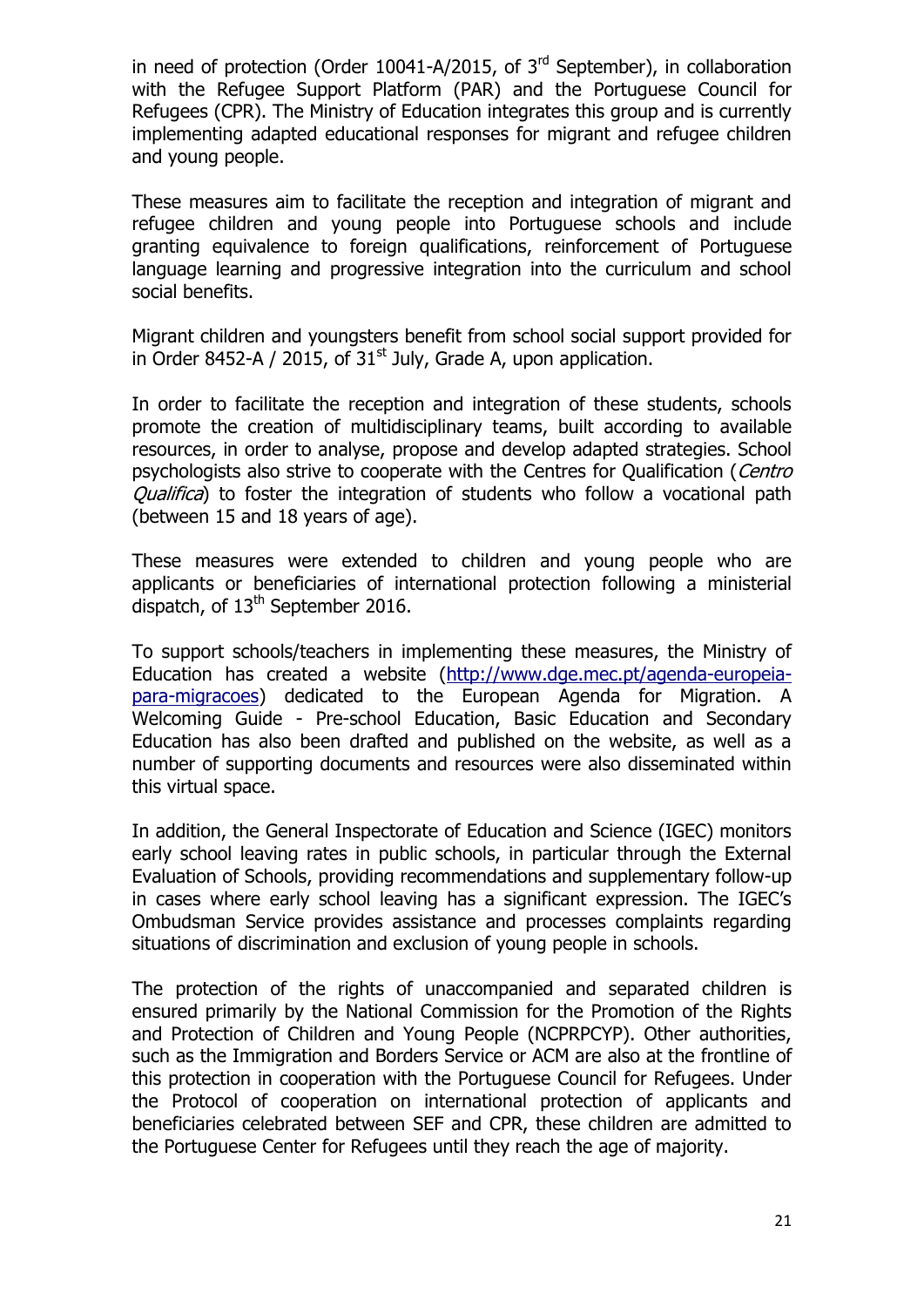in need of protection (Order 10041-A/2015, of 3rd September), in collaboration with the Refugee Support Platform (PAR) and the Portuguese Council for Refugees (CPR). The Ministry of Education integrates this group and is currently implementing adapted educational responses for migrant and refugee children and young people.

These measures aim to facilitate the reception and integration of migrant and refugee children and young people into Portuguese schools and include granting equivalence to foreign qualifications, reinforcement of Portuguese language learning and progressive integration into the curriculum and school social benefits.

Migrant children and youngsters benefit from school social support provided for in Order 8452-A / 2015, of 31st July, Grade A, upon application.

In order to facilitate the reception and integration of these students, schools promote the creation of multidisciplinary teams, built according to available resources, in order to analyse, propose and develop adapted strategies. School psychologists also strive to cooperate with the Centres for Qualification (*Centro Qualifica*) to foster the integration of students who follow a vocational path (between 15 and 18 years of age).

These measures were extended to children and young people who are applicants or beneficiaries of international protection following a ministerial dispatch, of 13th September 2016.

To support schools/teachers in implementing these measures, the Ministry of Education has created a website ([http://www.dge.mec.pt/agenda-europeia-para-migracoes](http://www.dge.mec.pt/agenda-europeia-para-migracoes)) dedicated to the European Agenda for Migration. A Welcoming Guide - Pre-school Education, Basic Education and Secondary Education has also been drafted and published on the website, as well as a number of supporting documents and resources were also disseminated within this virtual space.

In addition, the General Inspectorate of Education and Science (IGEC) monitors early school leaving rates in public schools, in particular through the External Evaluation of Schools, providing recommendations and supplementary follow-up in cases where early school leaving has a significant expression. The IGEC's Ombudsman Service provides assistance and processes complaints regarding situations of discrimination and exclusion of young people in schools.

The protection of the rights of unaccompanied and separated children is ensured primarily by the National Commission for the Promotion of the Rights and Protection of Children and Young People (NCPRPCYP). Other authorities, such as the Immigration and Borders Service or ACM are also at the frontline of this protection in cooperation with the Portuguese Council for Refugees. Under the Protocol of cooperation on international protection of applicants and beneficiaries celebrated between SEF and CPR, these children are admitted to the Portuguese Center for Refugees until they reach the age of majority.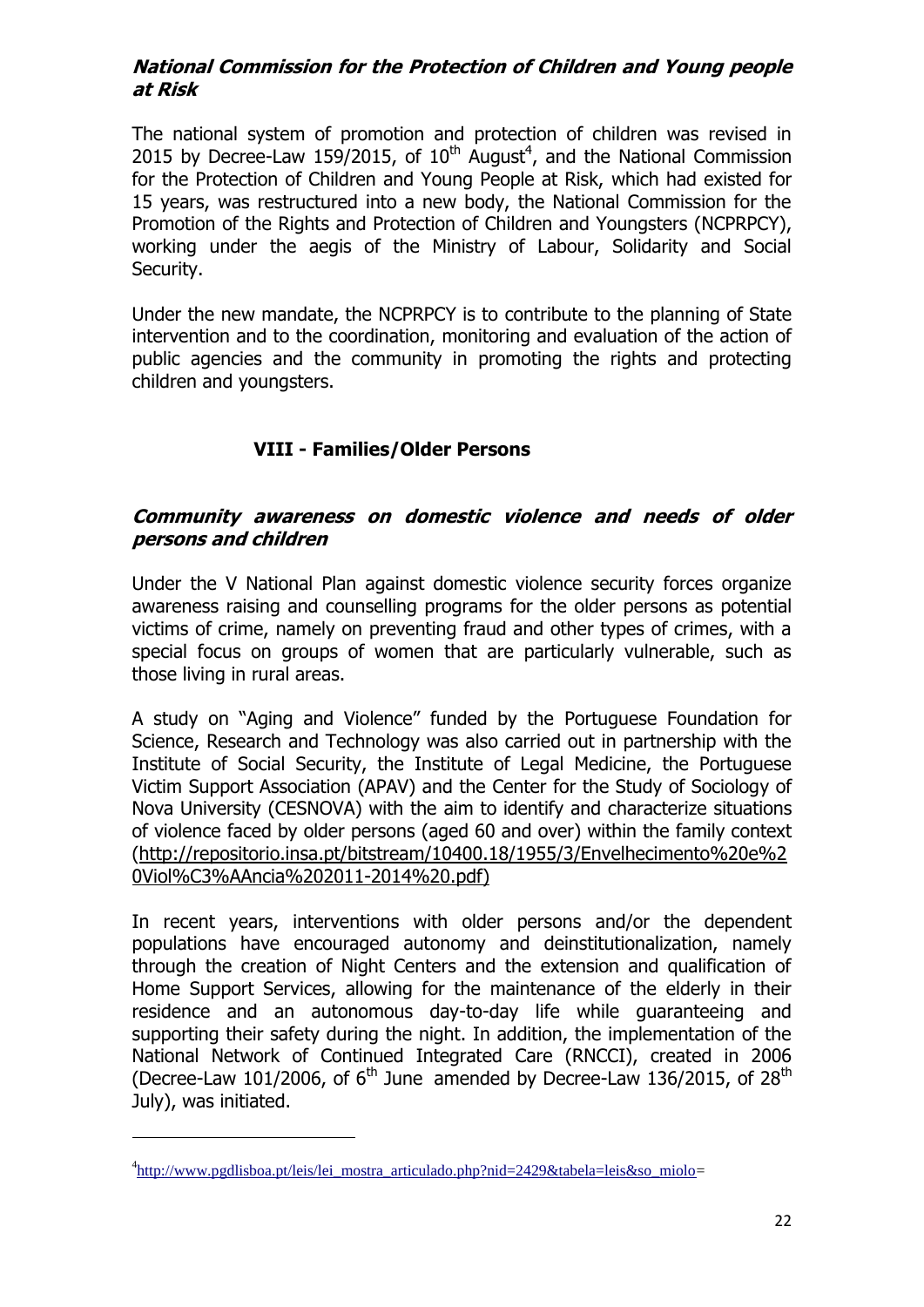### ***National Commission for the Protection of Children and Young people at Risk***

The national system of promotion and protection of children was revised in 2015 by Decree-Law 159/2015, of 10th August[4], and the National Commission for the Protection of Children and Young People at Risk, which had existed for 15 years, was restructured into a new body, the National Commission for the Promotion of the Rights and Protection of Children and Youngsters (NCPRPCY), working under the aegis of the Ministry of Labour, Solidarity and Social Security.

Under the new mandate, the NCPRPCY is to contribute to the planning of State intervention and to the coordination, monitoring and evaluation of the action of public agencies and the community in promoting the rights and protecting children and youngsters.

## VIII - Families/Older Persons

### ***Community awareness on domestic violence and needs of older persons and children***

Under the V National Plan against domestic violence security forces organize awareness raising and counselling programs for the older persons as potential victims of crime, namely on preventing fraud and other types of crimes, with a special focus on groups of women that are particularly vulnerable, such as those living in rural areas.

A study on "Aging and Violence" funded by the Portuguese Foundation for Science, Research and Technology was also carried out in partnership with the Institute of Social Security, the Institute of Legal Medicine, the Portuguese Victim Support Association (APAV) and the Center for the Study of Sociology of Nova University (CESNOVA) with the aim to identify and characterize situations of violence faced by older persons (aged 60 and over) within the family context (http://repositorio.insa.pt/bitstream/10400.18/1955/3/Envelhecimento%20e%20Viol%C3%AAncia%202011-2014%20.pdf)

In recent years, interventions with older persons and/or the dependent populations have encouraged autonomy and deinstitutionalization, namely through the creation of Night Centers and the extension and qualification of Home Support Services, allowing for the maintenance of the elderly in their residence and an autonomous day-to-day life while guaranteeing and supporting their safety during the night. In addition, the implementation of the National Network of Continued Integrated Care (RNCCI), created in 2006 (Decree-Law 101/2006, of 6th June amended by Decree-Law 136/2015, of 28th July), was initiated.

---

[4] http://www.pgdlisboa.pt/leis/lei_mostra_articulado.php?nid=2429&tabela=leis&so_miolo=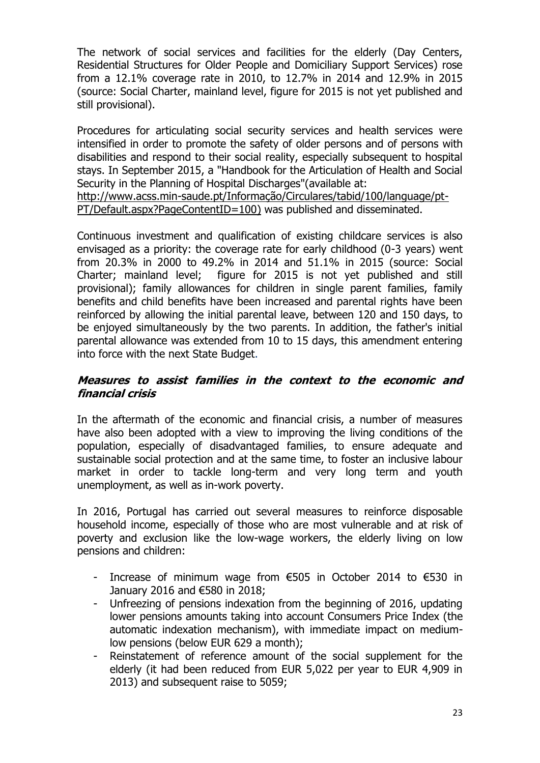The network of social services and facilities for the elderly (Day Centers, Residential Structures for Older People and Domiciliary Support Services) rose from a 12.1% coverage rate in 2010, to 12.7% in 2014 and 12.9% in 2015 (source: Social Charter, mainland level, figure for 2015 is not yet published and still provisional).

Procedures for articulating social security services and health services were intensified in order to promote the safety of older persons and of persons with disabilities and respond to their social reality, especially subsequent to hospital stays. In September 2015, a "Handbook for the Articulation of Health and Social Security in the Planning of Hospital Discharges"(available at: http://www.acss.min-saude.pt/Informação/Circulares/tabid/100/language/pt-PT/Default.aspx?PageContentID=100) was published and disseminated.

Continuous investment and qualification of existing childcare services is also envisaged as a priority: the coverage rate for early childhood (0-3 years) went from 20.3% in 2000 to 49.2% in 2014 and 51.1% in 2015 (source: Social Charter; mainland level; figure for 2015 is not yet published and still provisional); family allowances for children in single parent families, family benefits and child benefits have been increased and parental rights have been reinforced by allowing the initial parental leave, between 120 and 150 days, to be enjoyed simultaneously by the two parents. In addition, the father's initial parental allowance was extended from 10 to 15 days, this amendment entering into force with the next State Budget.

### ***Measures to assist families in the context to the economic and financial crisis***

In the aftermath of the economic and financial crisis, a number of measures have also been adopted with a view to improving the living conditions of the population, especially of disadvantaged families, to ensure adequate and sustainable social protection and at the same time, to foster an inclusive labour market in order to tackle long-term and very long term and youth unemployment, as well as in-work poverty.

In 2016, Portugal has carried out several measures to reinforce disposable household income, especially of those who are most vulnerable and at risk of poverty and exclusion like the low-wage workers, the elderly living on low pensions and children:

- Increase of minimum wage from €505 in October 2014 to €530 in January 2016 and €580 in 2018;
- Unfreezing of pensions indexation from the beginning of 2016, updating lower pensions amounts taking into account Consumers Price Index (the automatic indexation mechanism), with immediate impact on medium-low pensions (below EUR 629 a month);
- Reinstatement of reference amount of the social supplement for the elderly (it had been reduced from EUR 5,022 per year to EUR 4,909 in 2013) and subsequent raise to 5059;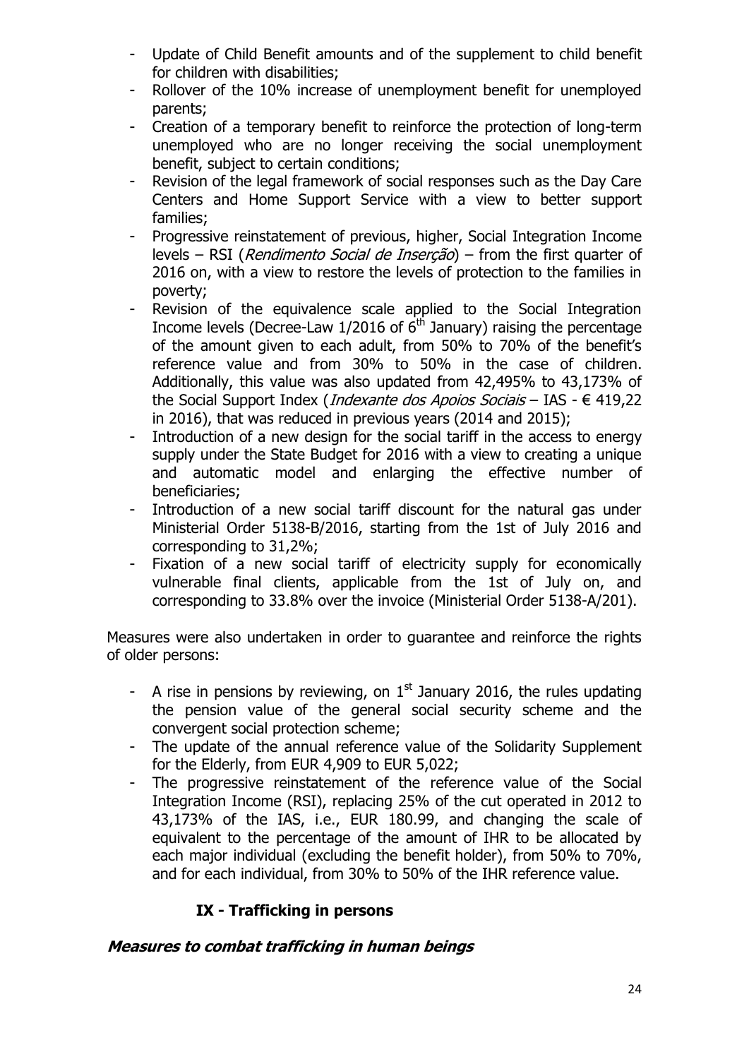- Update of Child Benefit amounts and of the supplement to child benefit for children with disabilities;
- Rollover of the 10% increase of unemployment benefit for unemployed parents;
- Creation of a temporary benefit to reinforce the protection of long-term unemployed who are no longer receiving the social unemployment benefit, subject to certain conditions;
- Revision of the legal framework of social responses such as the Day Care Centers and Home Support Service with a view to better support families;
- Progressive reinstatement of previous, higher, Social Integration Income levels – RSI (*Rendimento Social de Inserção*) – from the first quarter of 2016 on, with a view to restore the levels of protection to the families in poverty;
- Revision of the equivalence scale applied to the Social Integration Income levels (Decree-Law 1/2016 of 6th January) raising the percentage of the amount given to each adult, from 50% to 70% of the benefit's reference value and from 30% to 50% in the case of children. Additionally, this value was also updated from 42,495% to 43,173% of the Social Support Index (*Indexante dos Apoios Sociais* – IAS - € 419,22 in 2016), that was reduced in previous years (2014 and 2015);
- Introduction of a new design for the social tariff in the access to energy supply under the State Budget for 2016 with a view to creating a unique and automatic model and enlarging the effective number of beneficiaries;
- Introduction of a new social tariff discount for the natural gas under Ministerial Order 5138-B/2016, starting from the 1st of July 2016 and corresponding to 31,2%;
- Fixation of a new social tariff of electricity supply for economically vulnerable final clients, applicable from the 1st of July on, and corresponding to 33.8% over the invoice (Ministerial Order 5138-A/201).

Measures were also undertaken in order to guarantee and reinforce the rights of older persons:

- A rise in pensions by reviewing, on 1st January 2016, the rules updating the pension value of the general social security scheme and the convergent social protection scheme;
- The update of the annual reference value of the Solidarity Supplement for the Elderly, from EUR 4,909 to EUR 5,022;
- The progressive reinstatement of the reference value of the Social Integration Income (RSI), replacing 25% of the cut operated in 2012 to 43,173% of the IAS, i.e., EUR 180.99, and changing the scale of equivalent to the percentage of the amount of IHR to be allocated by each major individual (excluding the benefit holder), from 50% to 70%, and for each individual, from 30% to 50% of the IHR reference value.

## IX - Trafficking in persons

### ***Measures to combat trafficking in human beings***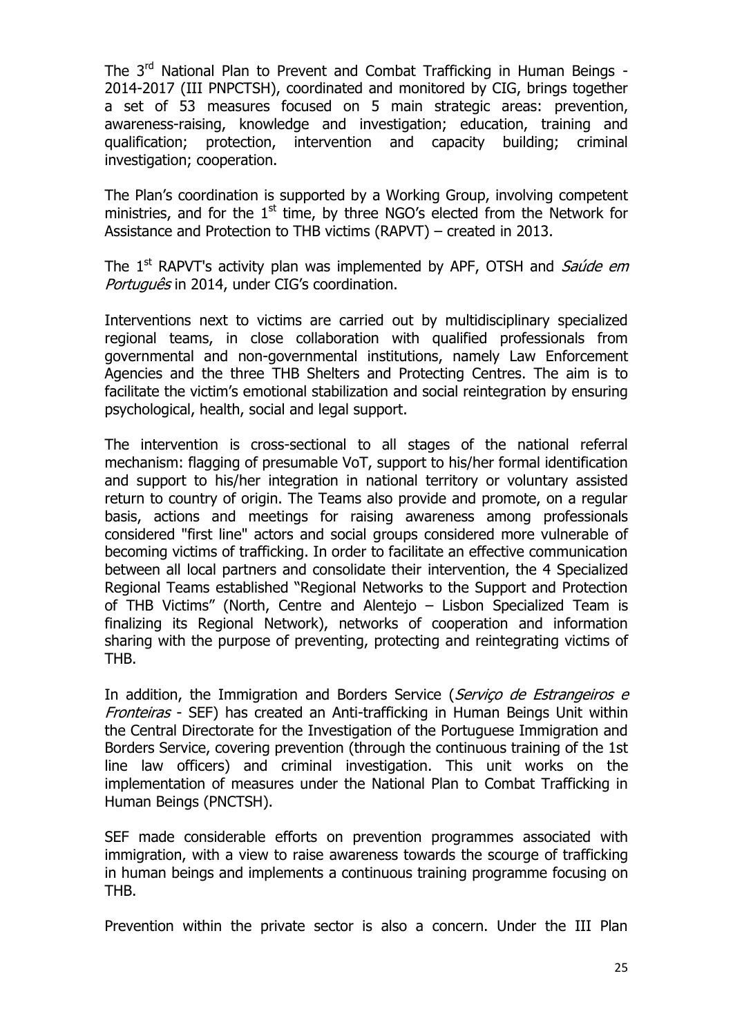The 3rd National Plan to Prevent and Combat Trafficking in Human Beings - 2014-2017 (III PNPCTSH), coordinated and monitored by CIG, brings together a set of 53 measures focused on 5 main strategic areas: prevention, awareness-raising, knowledge and investigation; education, training and qualification; protection, intervention and capacity building; criminal investigation; cooperation.

The Plan's coordination is supported by a Working Group, involving competent ministries, and for the 1st time, by three NGO's elected from the Network for Assistance and Protection to THB victims (RAPVT) – created in 2013.

The 1st RAPVT's activity plan was implemented by APF, OTSH and *Saúde em Português* in 2014, under CIG's coordination.

Interventions next to victims are carried out by multidisciplinary specialized regional teams, in close collaboration with qualified professionals from governmental and non-governmental institutions, namely Law Enforcement Agencies and the three THB Shelters and Protecting Centres. The aim is to facilitate the victim's emotional stabilization and social reintegration by ensuring psychological, health, social and legal support.

The intervention is cross-sectional to all stages of the national referral mechanism: flagging of presumable VoT, support to his/her formal identification and support to his/her integration in national territory or voluntary assisted return to country of origin. The Teams also provide and promote, on a regular basis, actions and meetings for raising awareness among professionals considered "first line" actors and social groups considered more vulnerable of becoming victims of trafficking. In order to facilitate an effective communication between all local partners and consolidate their intervention, the 4 Specialized Regional Teams established "Regional Networks to the Support and Protection of THB Victims" (North, Centre and Alentejo – Lisbon Specialized Team is finalizing its Regional Network), networks of cooperation and information sharing with the purpose of preventing, protecting and reintegrating victims of THB.

In addition, the Immigration and Borders Service (*Serviço de Estrangeiros e Fronteiras* - SEF) has created an Anti-trafficking in Human Beings Unit within the Central Directorate for the Investigation of the Portuguese Immigration and Borders Service, covering prevention (through the continuous training of the 1st line law officers) and criminal investigation. This unit works on the implementation of measures under the National Plan to Combat Trafficking in Human Beings (PNCTSH).

SEF made considerable efforts on prevention programmes associated with immigration, with a view to raise awareness towards the scourge of trafficking in human beings and implements a continuous training programme focusing on THB.

Prevention within the private sector is also a concern. Under the III Plan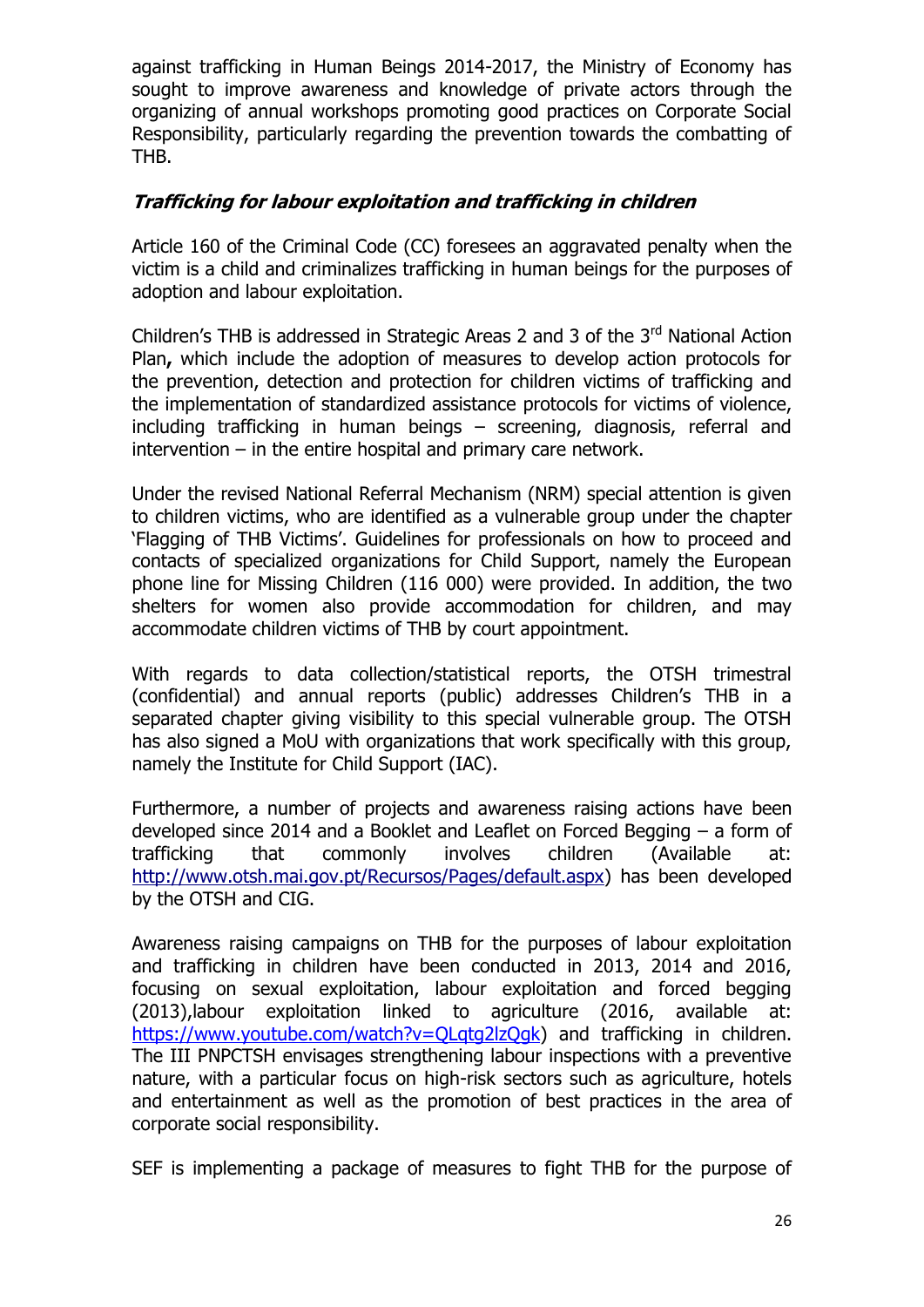against trafficking in Human Beings 2014-2017, the Ministry of Economy has sought to improve awareness and knowledge of private actors through the organizing of annual workshops promoting good practices on Corporate Social Responsibility, particularly regarding the prevention towards the combatting of THB.

### *Trafficking for labour exploitation and trafficking in children*

Article 160 of the Criminal Code (CC) foresees an aggravated penalty when the victim is a child and criminalizes trafficking in human beings for the purposes of adoption and labour exploitation.

Children's THB is addressed in Strategic Areas 2 and 3 of the 3rd National Action Plan**,** which include the adoption of measures to develop action protocols for the prevention, detection and protection for children victims of trafficking and the implementation of standardized assistance protocols for victims of violence, including trafficking in human beings – screening, diagnosis, referral and intervention – in the entire hospital and primary care network.

Under the revised National Referral Mechanism (NRM) special attention is given to children victims, who are identified as a vulnerable group under the chapter 'Flagging of THB Victims'. Guidelines for professionals on how to proceed and contacts of specialized organizations for Child Support, namely the European phone line for Missing Children (116 000) were provided. In addition, the two shelters for women also provide accommodation for children, and may accommodate children victims of THB by court appointment.

With regards to data collection/statistical reports, the OTSH trimestral (confidential) and annual reports (public) addresses Children's THB in a separated chapter giving visibility to this special vulnerable group. The OTSH has also signed a MoU with organizations that work specifically with this group, namely the Institute for Child Support (IAC).

Furthermore, a number of projects and awareness raising actions have been developed since 2014 and a Booklet and Leaflet on Forced Begging – a form of trafficking that commonly involves children (Available at: http://www.otsh.mai.gov.pt/Recursos/Pages/default.aspx) has been developed by the OTSH and CIG.

Awareness raising campaigns on THB for the purposes of labour exploitation and trafficking in children have been conducted in 2013, 2014 and 2016, focusing on sexual exploitation, labour exploitation and forced begging (2013),labour exploitation linked to agriculture (2016, available at: https://www.youtube.com/watch?v=QLqtg2lzQgk) and trafficking in children. The III PNPCTSH envisages strengthening labour inspections with a preventive nature, with a particular focus on high-risk sectors such as agriculture, hotels and entertainment as well as the promotion of best practices in the area of corporate social responsibility.

SEF is implementing a package of measures to fight THB for the purpose of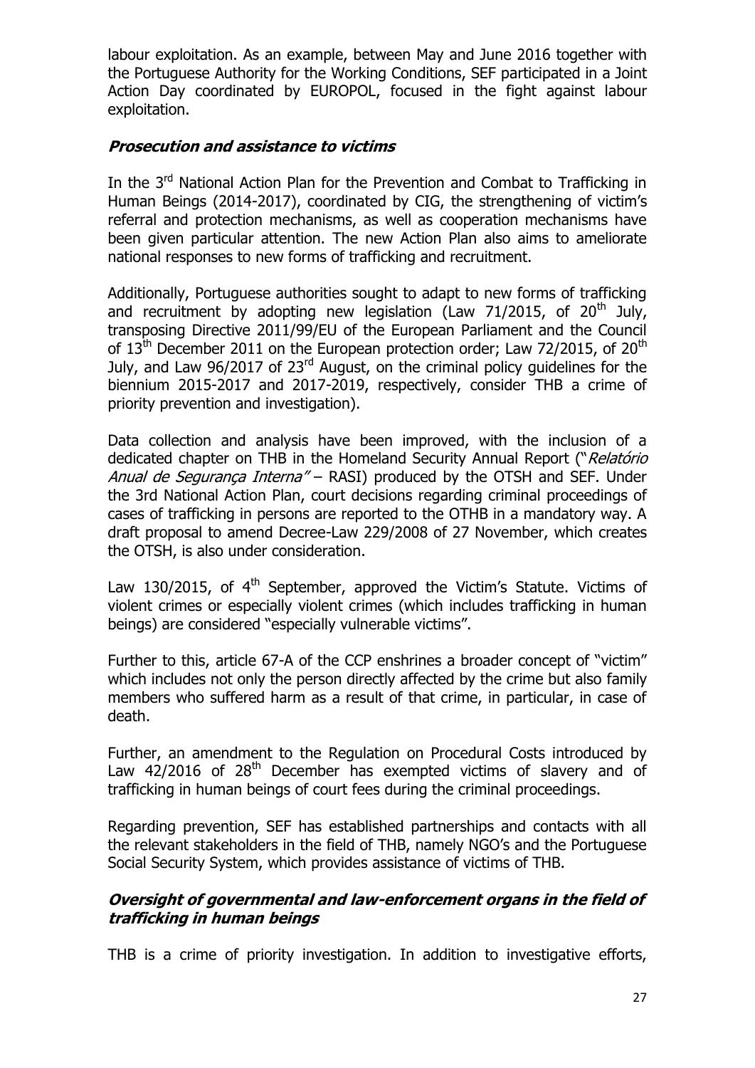labour exploitation. As an example, between May and June 2016 together with the Portuguese Authority for the Working Conditions, SEF participated in a Joint Action Day coordinated by EUROPOL, focused in the fight against labour exploitation.

### *Prosecution and assistance to victims*

In the 3rd National Action Plan for the Prevention and Combat to Trafficking in Human Beings (2014-2017), coordinated by CIG, the strengthening of victim's referral and protection mechanisms, as well as cooperation mechanisms have been given particular attention. The new Action Plan also aims to ameliorate national responses to new forms of trafficking and recruitment.

Additionally, Portuguese authorities sought to adapt to new forms of trafficking and recruitment by adopting new legislation (Law 71/2015, of 20th July, transposing Directive 2011/99/EU of the European Parliament and the Council of 13th December 2011 on the European protection order; Law 72/2015, of 20th July, and Law 96/2017 of 23rd August, on the criminal policy guidelines for the biennium 2015-2017 and 2017-2019, respectively, consider THB a crime of priority prevention and investigation).

Data collection and analysis have been improved, with the inclusion of a dedicated chapter on THB in the Homeland Security Annual Report ("*Relatório Anual de Segurança Interna*" – RASI) produced by the OTSH and SEF. Under the 3rd National Action Plan, court decisions regarding criminal proceedings of cases of trafficking in persons are reported to the OTHB in a mandatory way. A draft proposal to amend Decree-Law 229/2008 of 27 November, which creates the OTSH, is also under consideration.

Law 130/2015, of 4th September, approved the Victim's Statute. Victims of violent crimes or especially violent crimes (which includes trafficking in human beings) are considered "especially vulnerable victims".

Further to this, article 67-A of the CCP enshrines a broader concept of "victim" which includes not only the person directly affected by the crime but also family members who suffered harm as a result of that crime, in particular, in case of death.

Further, an amendment to the Regulation on Procedural Costs introduced by Law 42/2016 of 28th December has exempted victims of slavery and of trafficking in human beings of court fees during the criminal proceedings.

Regarding prevention, SEF has established partnerships and contacts with all the relevant stakeholders in the field of THB, namely NGO's and the Portuguese Social Security System, which provides assistance of victims of THB.

### *Oversight of governmental and law-enforcement organs in the field of trafficking in human beings*

THB is a crime of priority investigation. In addition to investigative efforts,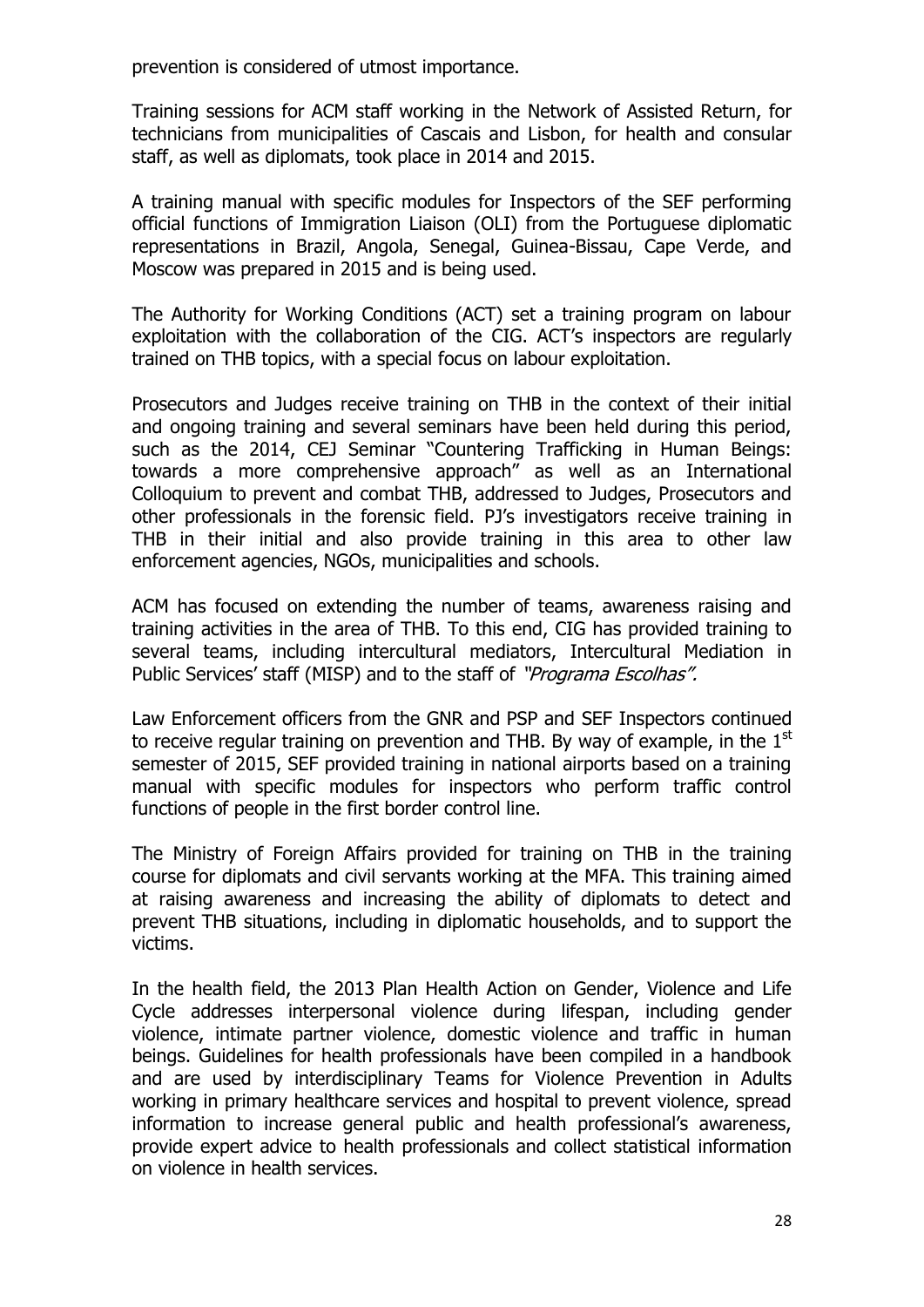prevention is considered of utmost importance.

Training sessions for ACM staff working in the Network of Assisted Return, for technicians from municipalities of Cascais and Lisbon, for health and consular staff, as well as diplomats, took place in 2014 and 2015.

A training manual with specific modules for Inspectors of the SEF performing official functions of Immigration Liaison (OLI) from the Portuguese diplomatic representations in Brazil, Angola, Senegal, Guinea-Bissau, Cape Verde, and Moscow was prepared in 2015 and is being used.

The Authority for Working Conditions (ACT) set a training program on labour exploitation with the collaboration of the CIG. ACT's inspectors are regularly trained on THB topics, with a special focus on labour exploitation.

Prosecutors and Judges receive training on THB in the context of their initial and ongoing training and several seminars have been held during this period, such as the 2014, CEJ Seminar "Countering Trafficking in Human Beings: towards a more comprehensive approach" as well as an International Colloquium to prevent and combat THB, addressed to Judges, Prosecutors and other professionals in the forensic field. PJ's investigators receive training in THB in their initial and also provide training in this area to other law enforcement agencies, NGOs, municipalities and schools.

ACM has focused on extending the number of teams, awareness raising and training activities in the area of THB. To this end, CIG has provided training to several teams, including intercultural mediators, Intercultural Mediation in Public Services' staff (MISP) and to the staff of *"Programa Escolhas".*

Law Enforcement officers from the GNR and PSP and SEF Inspectors continued to receive regular training on prevention and THB. By way of example, in the 1st semester of 2015, SEF provided training in national airports based on a training manual with specific modules for inspectors who perform traffic control functions of people in the first border control line.

The Ministry of Foreign Affairs provided for training on THB in the training course for diplomats and civil servants working at the MFA. This training aimed at raising awareness and increasing the ability of diplomats to detect and prevent THB situations, including in diplomatic households, and to support the victims.

In the health field, the 2013 Plan Health Action on Gender, Violence and Life Cycle addresses interpersonal violence during lifespan, including gender violence, intimate partner violence, domestic violence and traffic in human beings. Guidelines for health professionals have been compiled in a handbook and are used by interdisciplinary Teams for Violence Prevention in Adults working in primary healthcare services and hospital to prevent violence, spread information to increase general public and health professional's awareness, provide expert advice to health professionals and collect statistical information on violence in health services.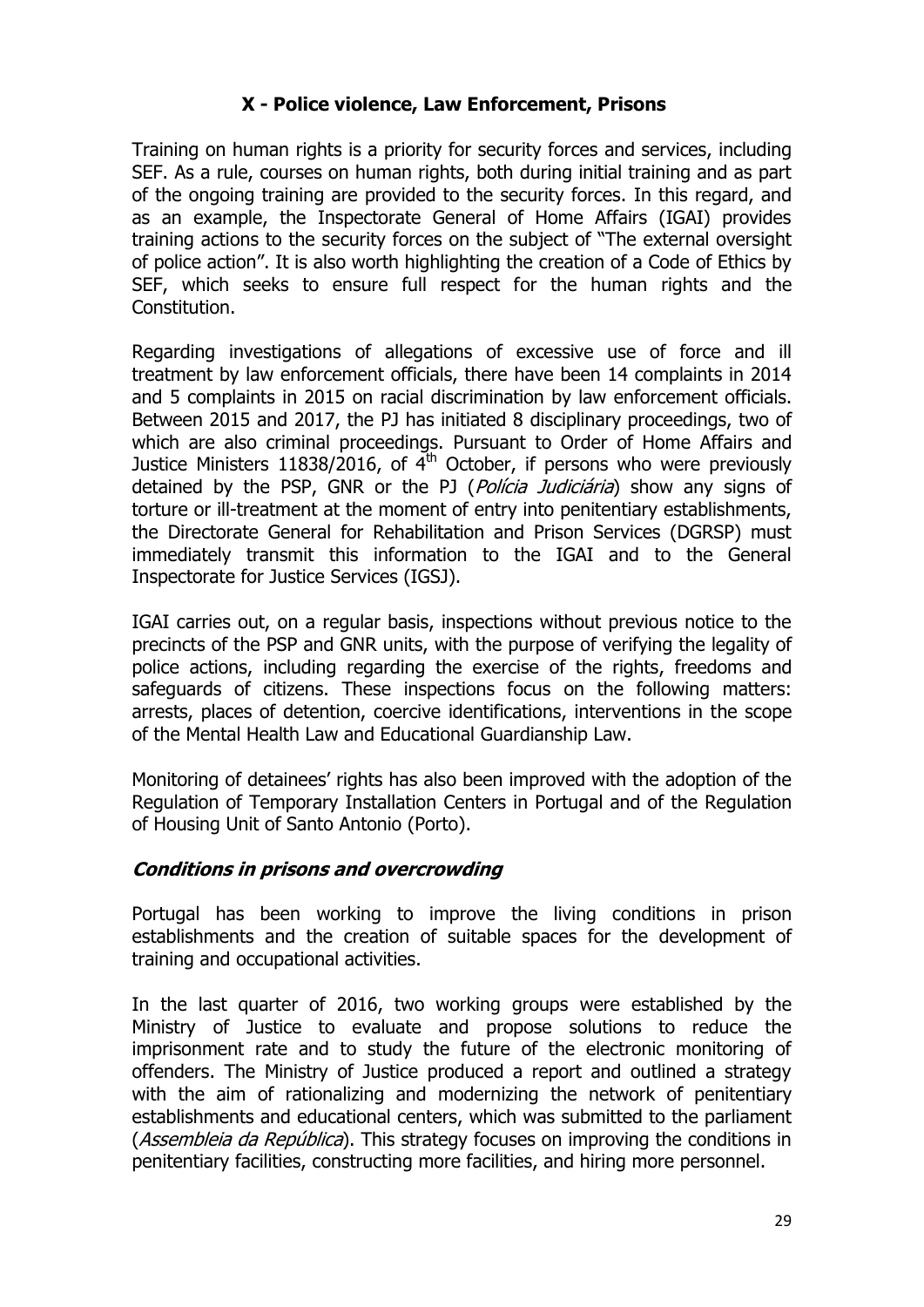## X - Police violence, Law Enforcement, Prisons

Training on human rights is a priority for security forces and services, including SEF. As a rule, courses on human rights, both during initial training and as part of the ongoing training are provided to the security forces. In this regard, and as an example, the Inspectorate General of Home Affairs (IGAI) provides training actions to the security forces on the subject of "The external oversight of police action". It is also worth highlighting the creation of a Code of Ethics by SEF, which seeks to ensure full respect for the human rights and the Constitution.

Regarding investigations of allegations of excessive use of force and ill treatment by law enforcement officials, there have been 14 complaints in 2014 and 5 complaints in 2015 on racial discrimination by law enforcement officials. Between 2015 and 2017, the PJ has initiated 8 disciplinary proceedings, two of which are also criminal proceedings. Pursuant to Order of Home Affairs and Justice Ministers 11838/2016, of 4th October, if persons who were previously detained by the PSP, GNR or the PJ (*Polícia Judiciária*) show any signs of torture or ill-treatment at the moment of entry into penitentiary establishments, the Directorate General for Rehabilitation and Prison Services (DGRSP) must immediately transmit this information to the IGAI and to the General Inspectorate for Justice Services (IGSJ).

IGAI carries out, on a regular basis, inspections without previous notice to the precincts of the PSP and GNR units, with the purpose of verifying the legality of police actions, including regarding the exercise of the rights, freedoms and safeguards of citizens. These inspections focus on the following matters: arrests, places of detention, coercive identifications, interventions in the scope of the Mental Health Law and Educational Guardianship Law.

Monitoring of detainees' rights has also been improved with the adoption of the Regulation of Temporary Installation Centers in Portugal and of the Regulation of Housing Unit of Santo Antonio (Porto).

### *Conditions in prisons and overcrowding*

Portugal has been working to improve the living conditions in prison establishments and the creation of suitable spaces for the development of training and occupational activities.

In the last quarter of 2016, two working groups were established by the Ministry of Justice to evaluate and propose solutions to reduce the imprisonment rate and to study the future of the electronic monitoring of offenders. The Ministry of Justice produced a report and outlined a strategy with the aim of rationalizing and modernizing the network of penitentiary establishments and educational centers, which was submitted to the parliament (*Assembleia da República*). This strategy focuses on improving the conditions in penitentiary facilities, constructing more facilities, and hiring more personnel.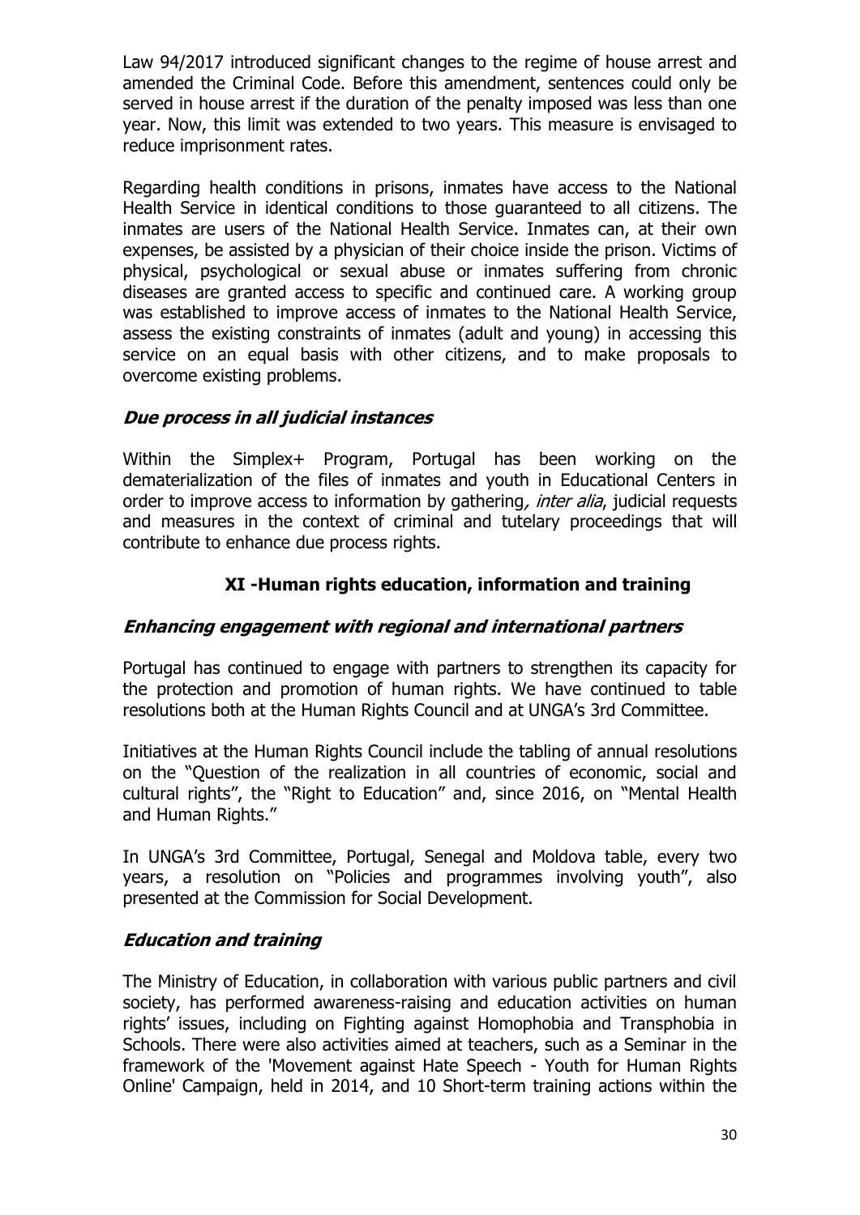Law 94/2017 introduced significant changes to the regime of house arrest and amended the Criminal Code. Before this amendment, sentences could only be served in house arrest if the duration of the penalty imposed was less than one year. Now, this limit was extended to two years. This measure is envisaged to reduce imprisonment rates.

Regarding health conditions in prisons, inmates have access to the National Health Service in identical conditions to those guaranteed to all citizens. The inmates are users of the National Health Service. Inmates can, at their own expenses, be assisted by a physician of their choice inside the prison. Victims of physical, psychological or sexual abuse or inmates suffering from chronic diseases are granted access to specific and continued care. A working group was established to improve access of inmates to the National Health Service, assess the existing constraints of inmates (adult and young) in accessing this service on an equal basis with other citizens, and to make proposals to overcome existing problems.

### *Due process in all judicial instances*

Within the Simplex+ Program, Portugal has been working on the dematerialization of the files of inmates and youth in Educational Centers in order to improve access to information by gathering*, inter alia*, judicial requests and measures in the context of criminal and tutelary proceedings that will contribute to enhance due process rights.

## XI -Human rights education, information and training

### *Enhancing engagement with regional and international partners*

Portugal has continued to engage with partners to strengthen its capacity for the protection and promotion of human rights. We have continued to table resolutions both at the Human Rights Council and at UNGA's 3rd Committee.

Initiatives at the Human Rights Council include the tabling of annual resolutions on the "Question of the realization in all countries of economic, social and cultural rights", the "Right to Education" and, since 2016, on "Mental Health and Human Rights."

In UNGA's 3rd Committee, Portugal, Senegal and Moldova table, every two years, a resolution on "Policies and programmes involving youth", also presented at the Commission for Social Development.

### *Education and training*

The Ministry of Education, in collaboration with various public partners and civil society, has performed awareness-raising and education activities on human rights' issues, including on Fighting against Homophobia and Transphobia in Schools. There were also activities aimed at teachers, such as a Seminar in the framework of the 'Movement against Hate Speech - Youth for Human Rights Online' Campaign, held in 2014, and 10 Short-term training actions within the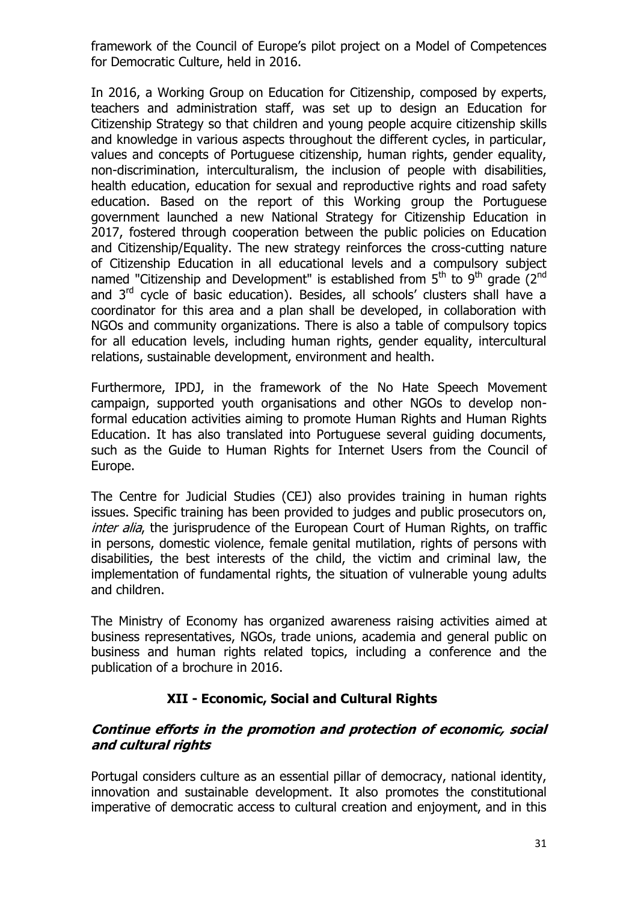framework of the Council of Europe's pilot project on a Model of Competences for Democratic Culture, held in 2016.

In 2016, a Working Group on Education for Citizenship, composed by experts, teachers and administration staff, was set up to design an Education for Citizenship Strategy so that children and young people acquire citizenship skills and knowledge in various aspects throughout the different cycles, in particular, values and concepts of Portuguese citizenship, human rights, gender equality, non-discrimination, interculturalism, the inclusion of people with disabilities, health education, education for sexual and reproductive rights and road safety education. Based on the report of this Working group the Portuguese government launched a new National Strategy for Citizenship Education in 2017, fostered through cooperation between the public policies on Education and Citizenship/Equality. The new strategy reinforces the cross-cutting nature of Citizenship Education in all educational levels and a compulsory subject named "Citizenship and Development" is established from 5th to 9th grade (2nd and 3rd cycle of basic education). Besides, all schools' clusters shall have a coordinator for this area and a plan shall be developed, in collaboration with NGOs and community organizations. There is also a table of compulsory topics for all education levels, including human rights, gender equality, intercultural relations, sustainable development, environment and health.

Furthermore, IPDJ, in the framework of the No Hate Speech Movement campaign, supported youth organisations and other NGOs to develop non-formal education activities aiming to promote Human Rights and Human Rights Education. It has also translated into Portuguese several guiding documents, such as the Guide to Human Rights for Internet Users from the Council of Europe.

The Centre for Judicial Studies (CEJ) also provides training in human rights issues. Specific training has been provided to judges and public prosecutors on, *inter alia*, the jurisprudence of the European Court of Human Rights, on traffic in persons, domestic violence, female genital mutilation, rights of persons with disabilities, the best interests of the child, the victim and criminal law, the implementation of fundamental rights, the situation of vulnerable young adults and children.

The Ministry of Economy has organized awareness raising activities aimed at business representatives, NGOs, trade unions, academia and general public on business and human rights related topics, including a conference and the publication of a brochure in 2016.

## XII - Economic, Social and Cultural Rights

### *Continue efforts in the promotion and protection of economic, social and cultural rights*

Portugal considers culture as an essential pillar of democracy, national identity, innovation and sustainable development. It also promotes the constitutional imperative of democratic access to cultural creation and enjoyment, and in this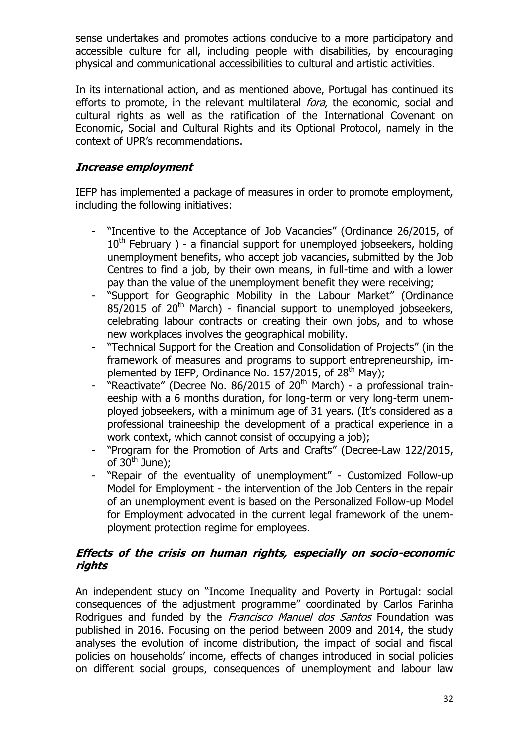sense undertakes and promotes actions conducive to a more participatory and accessible culture for all, including people with disabilities, by encouraging physical and communicational accessibilities to cultural and artistic activities.

In its international action, and as mentioned above, Portugal has continued its efforts to promote, in the relevant multilateral *fora*, the economic, social and cultural rights as well as the ratification of the International Covenant on Economic, Social and Cultural Rights and its Optional Protocol, namely in the context of UPR's recommendations.

### *Increase employment*

IEFP has implemented a package of measures in order to promote employment, including the following initiatives:

- "Incentive to the Acceptance of Job Vacancies" (Ordinance 26/2015, of 10th February ) - a financial support for unemployed jobseekers, holding unemployment benefits, who accept job vacancies, submitted by the Job Centres to find a job, by their own means, in full-time and with a lower pay than the value of the unemployment benefit they were receiving;
- "Support for Geographic Mobility in the Labour Market" (Ordinance 85/2015 of 20th March) - financial support to unemployed jobseekers, celebrating labour contracts or creating their own jobs, and to whose new workplaces involves the geographical mobility.
- "Technical Support for the Creation and Consolidation of Projects" (in the framework of measures and programs to support entrepreneurship, implemented by IEFP, Ordinance No. 157/2015, of 28th May);
- "Reactivate" (Decree No. 86/2015 of 20th March) - a professional traineeship with a 6 months duration, for long-term or very long-term unemployed jobseekers, with a minimum age of 31 years. (It's considered as a professional traineeship the development of a practical experience in a work context, which cannot consist of occupying a job);
- "Program for the Promotion of Arts and Crafts" (Decree-Law 122/2015, of 30th June);
- "Repair of the eventuality of unemployment" - Customized Follow-up Model for Employment - the intervention of the Job Centers in the repair of an unemployment event is based on the Personalized Follow-up Model for Employment advocated in the current legal framework of the unemployment protection regime for employees.

### *Effects of the crisis on human rights, especially on socio-economic rights*

An independent study on "Income Inequality and Poverty in Portugal: social consequences of the adjustment programme" coordinated by Carlos Farinha Rodrigues and funded by the *Francisco Manuel dos Santos* Foundation was published in 2016. Focusing on the period between 2009 and 2014, the study analyses the evolution of income distribution, the impact of social and fiscal policies on households' income, effects of changes introduced in social policies on different social groups, consequences of unemployment and labour law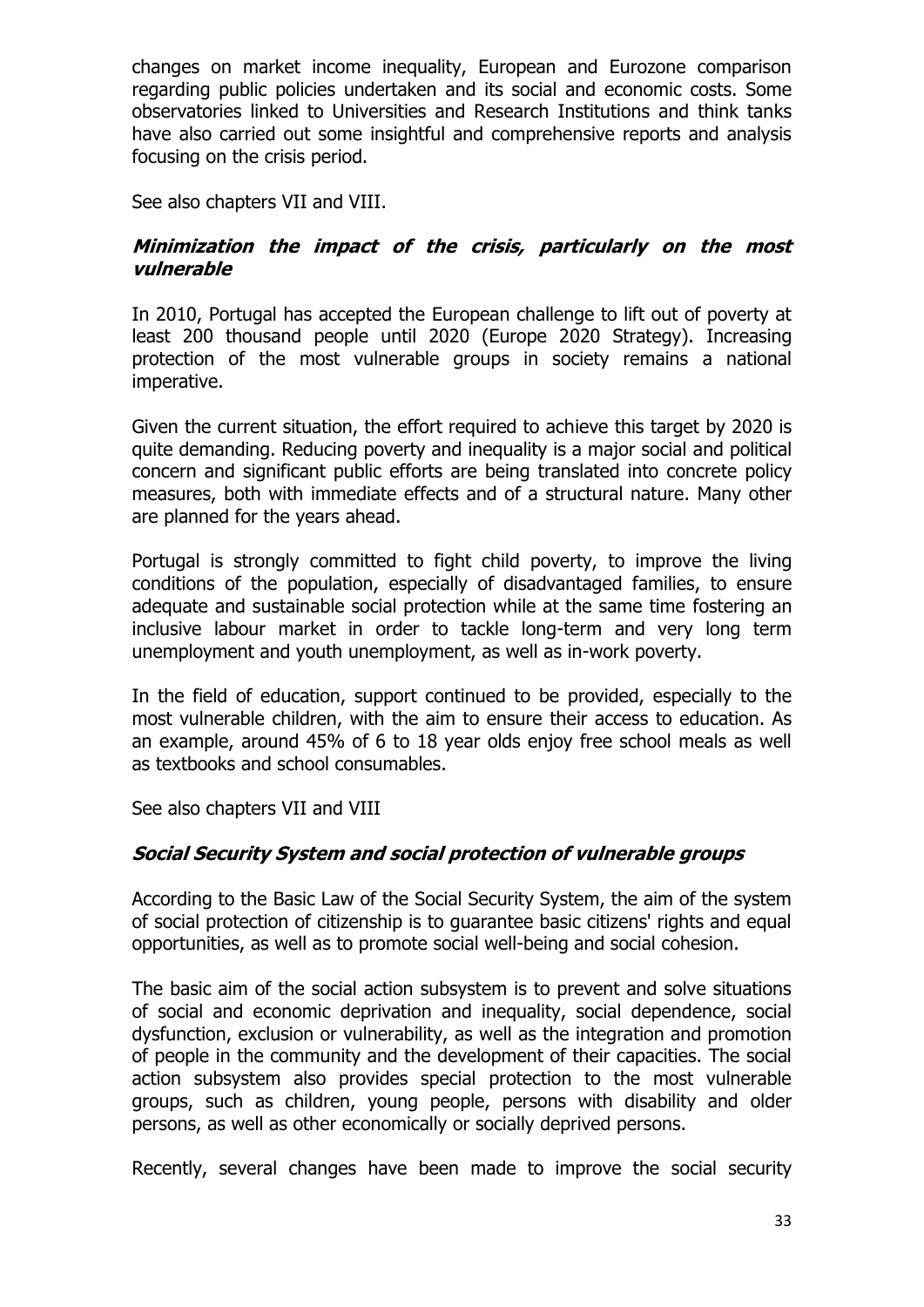changes on market income inequality, European and Eurozone comparison regarding public policies undertaken and its social and economic costs. Some observatories linked to Universities and Research Institutions and think tanks have also carried out some insightful and comprehensive reports and analysis focusing on the crisis period.

See also chapters VII and VIII.

### ***Minimization the impact of the crisis, particularly on the most vulnerable***

In 2010, Portugal has accepted the European challenge to lift out of poverty at least 200 thousand people until 2020 (Europe 2020 Strategy). Increasing protection of the most vulnerable groups in society remains a national imperative.

Given the current situation, the effort required to achieve this target by 2020 is quite demanding. Reducing poverty and inequality is a major social and political concern and significant public efforts are being translated into concrete policy measures, both with immediate effects and of a structural nature. Many other are planned for the years ahead.

Portugal is strongly committed to fight child poverty, to improve the living conditions of the population, especially of disadvantaged families, to ensure adequate and sustainable social protection while at the same time fostering an inclusive labour market in order to tackle long-term and very long term unemployment and youth unemployment, as well as in-work poverty.

In the field of education, support continued to be provided, especially to the most vulnerable children, with the aim to ensure their access to education. As an example, around 45% of 6 to 18 year olds enjoy free school meals as well as textbooks and school consumables.

See also chapters VII and VIII

### ***Social Security System and social protection of vulnerable groups***

According to the Basic Law of the Social Security System, the aim of the system of social protection of citizenship is to guarantee basic citizens' rights and equal opportunities, as well as to promote social well-being and social cohesion.

The basic aim of the social action subsystem is to prevent and solve situations of social and economic deprivation and inequality, social dependence, social dysfunction, exclusion or vulnerability, as well as the integration and promotion of people in the community and the development of their capacities. The social action subsystem also provides special protection to the most vulnerable groups, such as children, young people, persons with disability and older persons, as well as other economically or socially deprived persons.

Recently, several changes have been made to improve the social security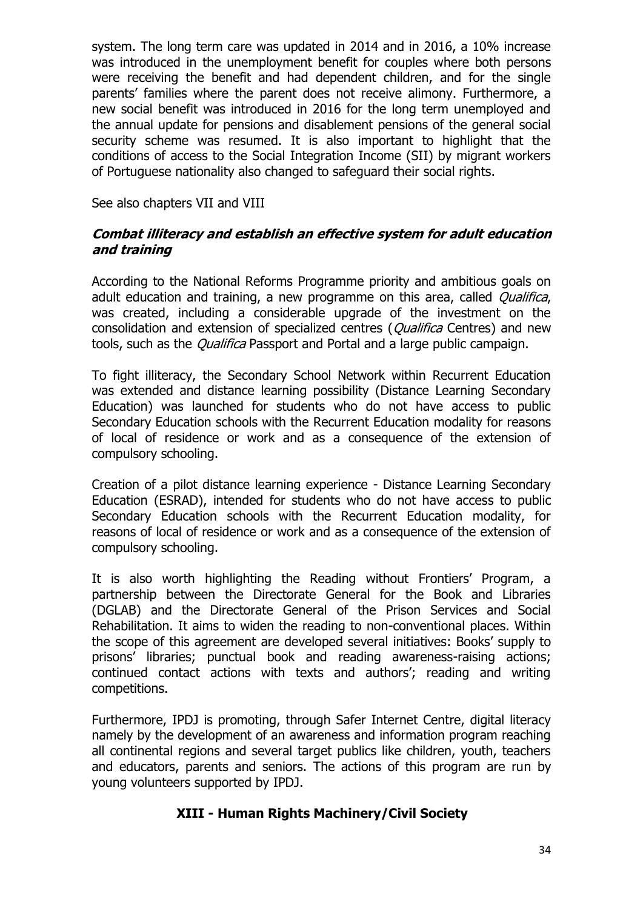system. The long term care was updated in 2014 and in 2016, a 10% increase was introduced in the unemployment benefit for couples where both persons were receiving the benefit and had dependent children, and for the single parents' families where the parent does not receive alimony. Furthermore, a new social benefit was introduced in 2016 for the long term unemployed and the annual update for pensions and disablement pensions of the general social security scheme was resumed. It is also important to highlight that the conditions of access to the Social Integration Income (SII) by migrant workers of Portuguese nationality also changed to safeguard their social rights.

See also chapters VII and VIII

### ***Combat illiteracy and establish an effective system for adult education and training***

According to the National Reforms Programme priority and ambitious goals on adult education and training, a new programme on this area, called *Qualifica*, was created, including a considerable upgrade of the investment on the consolidation and extension of specialized centres (*Qualifica* Centres) and new tools, such as the *Qualifica* Passport and Portal and a large public campaign.

To fight illiteracy, the Secondary School Network within Recurrent Education was extended and distance learning possibility (Distance Learning Secondary Education) was launched for students who do not have access to public Secondary Education schools with the Recurrent Education modality for reasons of local of residence or work and as a consequence of the extension of compulsory schooling.

Creation of a pilot distance learning experience - Distance Learning Secondary Education (ESRAD), intended for students who do not have access to public Secondary Education schools with the Recurrent Education modality, for reasons of local of residence or work and as a consequence of the extension of compulsory schooling.

It is also worth highlighting the Reading without Frontiers' Program, a partnership between the Directorate General for the Book and Libraries (DGLAB) and the Directorate General of the Prison Services and Social Rehabilitation. It aims to widen the reading to non-conventional places. Within the scope of this agreement are developed several initiatives: Books' supply to prisons' libraries; punctual book and reading awareness-raising actions; continued contact actions with texts and authors'; reading and writing competitions.

Furthermore, IPDJ is promoting, through Safer Internet Centre, digital literacy namely by the development of an awareness and information program reaching all continental regions and several target publics like children, youth, teachers and educators, parents and seniors. The actions of this program are run by young volunteers supported by IPDJ.

## XIII - Human Rights Machinery/Civil Society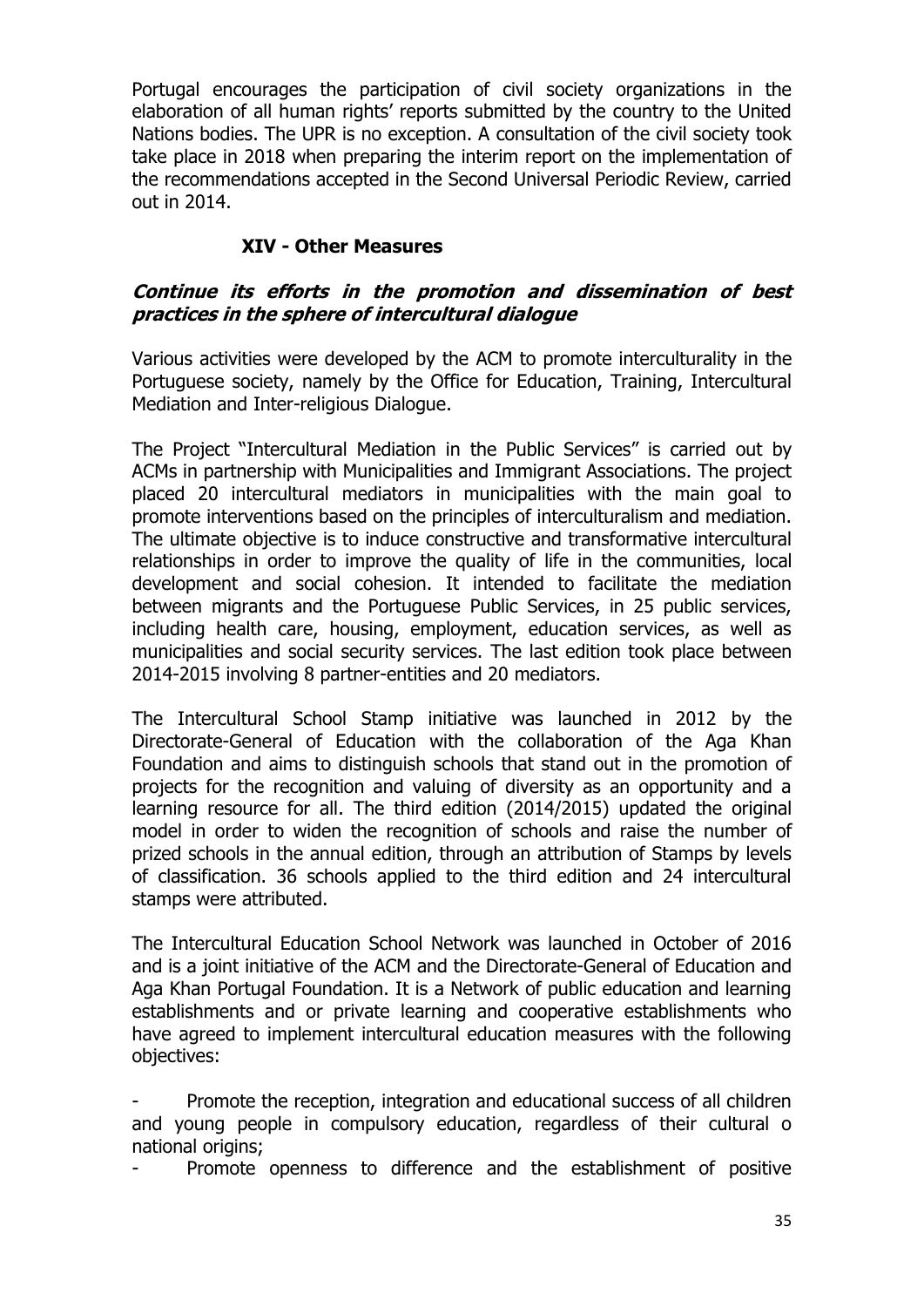Portugal encourages the participation of civil society organizations in the elaboration of all human rights' reports submitted by the country to the United Nations bodies. The UPR is no exception. A consultation of the civil society took take place in 2018 when preparing the interim report on the implementation of the recommendations accepted in the Second Universal Periodic Review, carried out in 2014.

## XIV - Other Measures

### ***Continue its efforts in the promotion and dissemination of best practices in the sphere of intercultural dialogue***

Various activities were developed by the ACM to promote interculturality in the Portuguese society, namely by the Office for Education, Training, Intercultural Mediation and Inter-religious Dialogue.

The Project "Intercultural Mediation in the Public Services" is carried out by ACMs in partnership with Municipalities and Immigrant Associations. The project placed 20 intercultural mediators in municipalities with the main goal to promote interventions based on the principles of interculturalism and mediation. The ultimate objective is to induce constructive and transformative intercultural relationships in order to improve the quality of life in the communities, local development and social cohesion. It intended to facilitate the mediation between migrants and the Portuguese Public Services, in 25 public services, including health care, housing, employment, education services, as well as municipalities and social security services. The last edition took place between 2014-2015 involving 8 partner-entities and 20 mediators.

The Intercultural School Stamp initiative was launched in 2012 by the Directorate-General of Education with the collaboration of the Aga Khan Foundation and aims to distinguish schools that stand out in the promotion of projects for the recognition and valuing of diversity as an opportunity and a learning resource for all. The third edition (2014/2015) updated the original model in order to widen the recognition of schools and raise the number of prized schools in the annual edition, through an attribution of Stamps by levels of classification. 36 schools applied to the third edition and 24 intercultural stamps were attributed.

The Intercultural Education School Network was launched in October of 2016 and is a joint initiative of the ACM and the Directorate-General of Education and Aga Khan Portugal Foundation. It is a Network of public education and learning establishments and or private learning and cooperative establishments who have agreed to implement intercultural education measures with the following objectives:

- Promote the reception, integration and educational success of all children and young people in compulsory education, regardless of their cultural o national origins;
- Promote openness to difference and the establishment of positive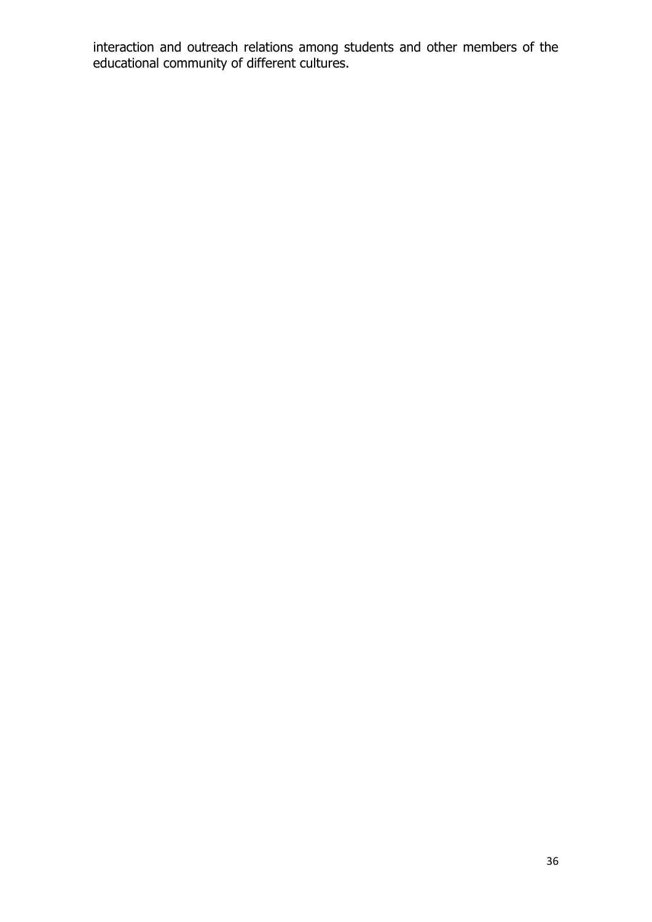interaction and outreach relations among students and other members of the educational community of different cultures.